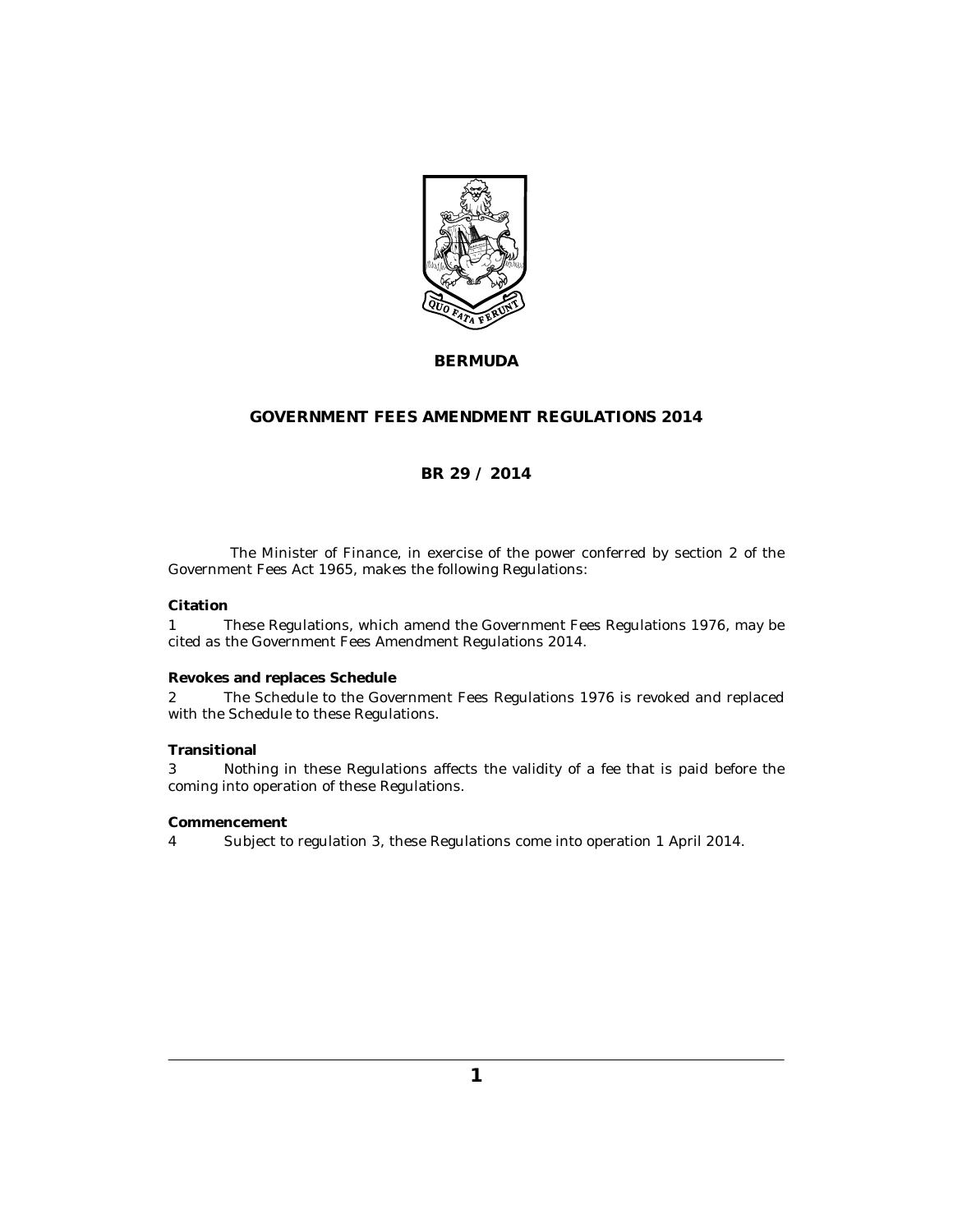# BERMUDA

## GOVERNMENT FEES AMENDMENT REGULATIONS 2014

### BR 29 / 2014

The Minister of Finance, in exercise of the power conferred by section 2 of the Government Fees Act 1965, makes the following Regulations:

**Citation**

1 These Regulations, which amend the Government Fees Regulations 1976, may be cited as the Government Fees Amendment Regulations 2014.

**Revokes and replaces Schedule**

2 The Schedule to the Government Fees Regulations 1976 is revoked and replaced with the Schedule to these Regulations.

**Transitional**

3 Nothing in these Regulations affects the validity of a fee that is paid before the coming into operation of these Regulations.

**Commencement**

4 Subject to regulation 3, these Regulations come into operation 1 April 2014.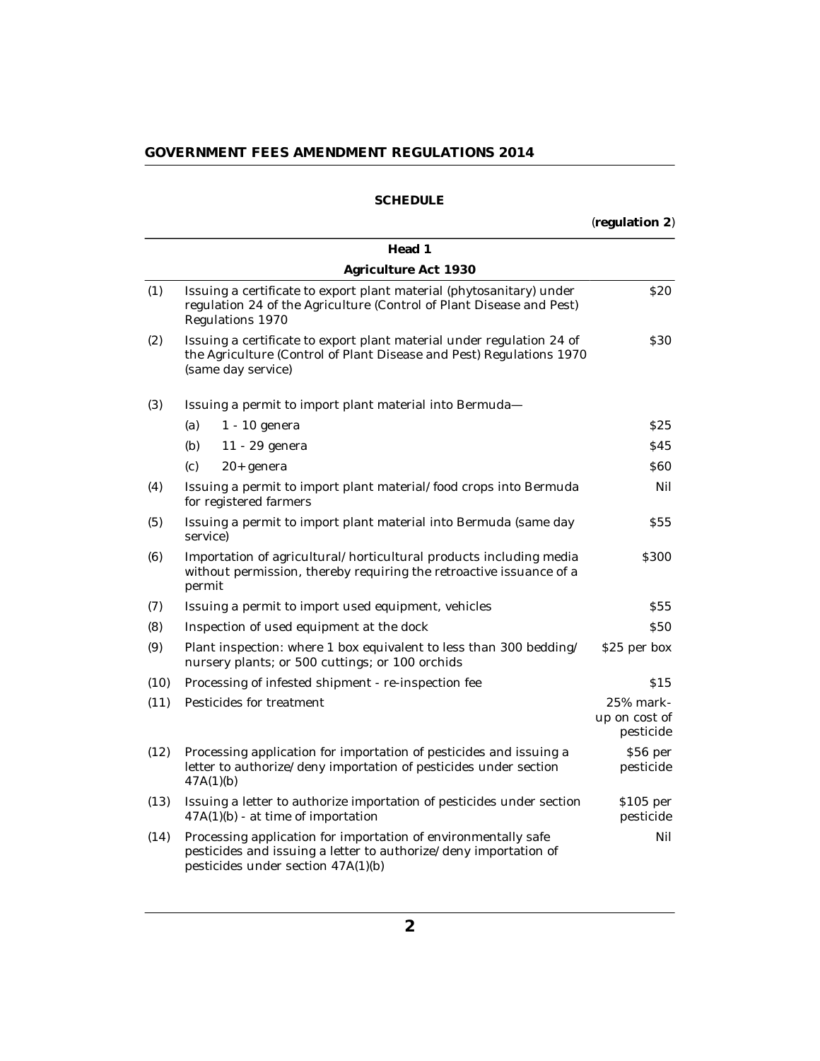# GOVERNMENT FEES AMENDMENT REGULATIONS 2014

## SCHEDULE

(**regulation 2**)

### Head 1

### Agriculture Act 1930

| | | |
|---|---|---|
| (1) | Issuing a certificate to export plant material (phytosanitary) under regulation 24 of the Agriculture (Control of Plant Disease and Pest) Regulations 1970 | $20 |
| (2) | Issuing a certificate to export plant material under regulation 24 of the Agriculture (Control of Plant Disease and Pest) Regulations 1970 (same day service) | $30 |
| (3) | Issuing a permit to import plant material into Bermuda— | |
| | (a) 1 - 10 genera | $25 |
| | (b) 11 - 29 genera | $45 |
| | (c) 20+ genera | $60 |
| (4) | Issuing a permit to import plant material/food crops into Bermuda for registered farmers | Nil |
| (5) | Issuing a permit to import plant material into Bermuda (same day service) | $55 |
| (6) | Importation of agricultural/horticultural products including media without permission, thereby requiring the retroactive issuance of a permit | $300 |
| (7) | Issuing a permit to import used equipment, vehicles | $55 |
| (8) | Inspection of used equipment at the dock | $50 |
| (9) | Plant inspection: where 1 box equivalent to less than 300 bedding/nursery plants; or 500 cuttings; or 100 orchids | $25 per box |
| (10) | Processing of infested shipment - re-inspection fee | $15 |
| (11) | Pesticides for treatment | 25% mark-up on cost of pesticide |
| (12) | Processing application for importation of pesticides and issuing a letter to authorize/deny importation of pesticides under section 47A(1)(b) | $56 per pesticide |
| (13) | Issuing a letter to authorize importation of pesticides under section 47A(1)(b) - at time of importation | $105 per pesticide |
| (14) | Processing application for importation of environmentally safe pesticides and issuing a letter to authorize/deny importation of pesticides under section 47A(1)(b) | Nil |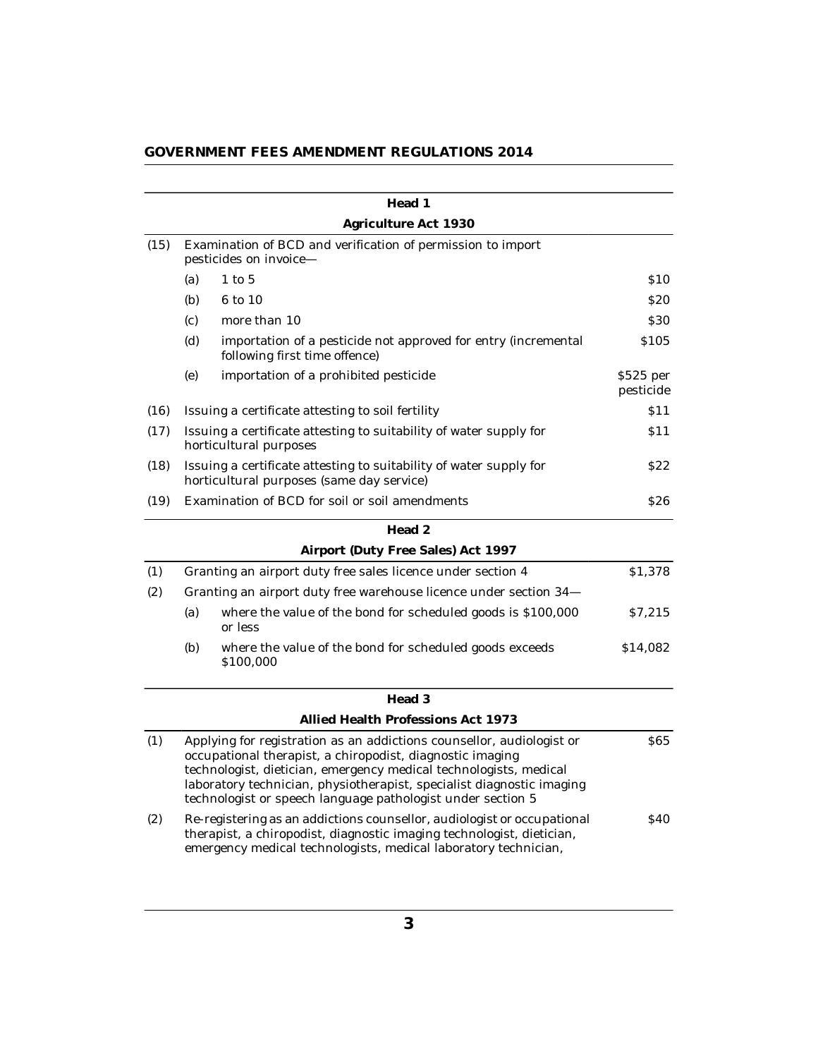| | | | |
|---|---|---|---|
| | | **Head 1** | |
| | | **Agriculture Act 1930** | |
| (15) | Examination of BCD and verification of permission to import pesticides on invoice— | | |
| | (a) | 1 to 5 | $10 |
| | (b) | 6 to 10 | $20 |
| | (c) | more than 10 | $30 |
| | (d) | importation of a pesticide not approved for entry (incremental following first time offence) | $105 |
| | (e) | importation of a prohibited pesticide | $525 per pesticide |
| (16) | Issuing a certificate attesting to soil fertility | | $11 |
| (17) | Issuing a certificate attesting to suitability of water supply for horticultural purposes | | $11 |
| (18) | Issuing a certificate attesting to suitability of water supply for horticultural purposes (same day service) | | $22 |
| (19) | Examination of BCD for soil or soil amendments | | $26 |
| | | **Head 2** | |
| | | **Airport (Duty Free Sales) Act 1997** | |
| (1) | Granting an airport duty free sales licence under section 4 | | $1,378 |
| (2) | Granting an airport duty free warehouse licence under section 34— | | |
| | (a) | where the value of the bond for scheduled goods is $100,000 or less | $7,215 |
| | (b) | where the value of the bond for scheduled goods exceeds $100,000 | $14,082 |
| | | **Head 3** | |
| | | **Allied Health Professions Act 1973** | |
| (1) | Applying for registration as an addictions counsellor, audiologist or occupational therapist, a chiropodist, diagnostic imaging technologist, dietician, emergency medical technologists, medical laboratory technician, physiotherapist, specialist diagnostic imaging technologist or speech language pathologist under section 5 | | $65 |
| (2) | Re-registering as an addictions counsellor, audiologist or occupational therapist, a chiropodist, diagnostic imaging technologist, dietician, emergency medical technologists, medical laboratory technician, | | $40 |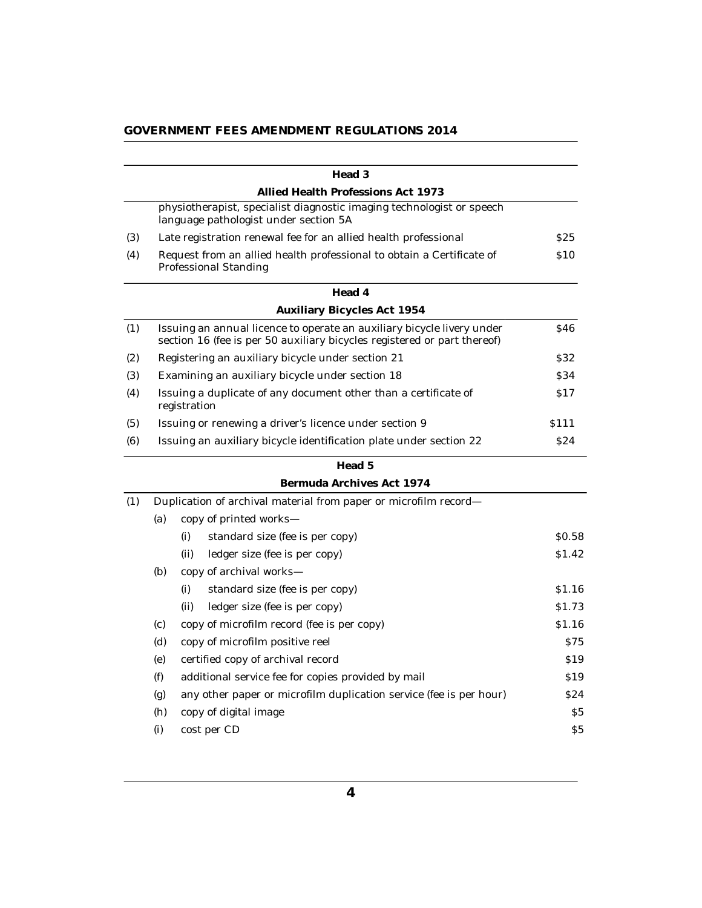| | Head 3 | |
|---|---|---|
| | **Allied Health Professions Act 1973** | |
| | physiotherapist, specialist diagnostic imaging technologist or speech language pathologist under section 5A | |
| (3) | Late registration renewal fee for an allied health professional | $25 |
| (4) | Request from an allied health professional to obtain a Certificate of Professional Standing | $10 |

| | Head 4 | |
|---|---|---|
| | **Auxiliary Bicycles Act 1954** | |
| (1) | Issuing an annual licence to operate an auxiliary bicycle livery under section 16 (fee is per 50 auxiliary bicycles registered or part thereof) | $46 |
| (2) | Registering an auxiliary bicycle under section 21 | $32 |
| (3) | Examining an auxiliary bicycle under section 18 | $34 |
| (4) | Issuing a duplicate of any document other than a certificate of registration | $17 |
| (5) | Issuing or renewing a driver's licence under section 9 | $111 |
| (6) | Issuing an auxiliary bicycle identification plate under section 22 | $24 |

| | | | Head 5 | |
|---|---|---|---|---|
| | | | **Bermuda Archives Act 1974** | |
| (1) | | | Duplication of archival material from paper or microfilm record— | |
| | (a) | | copy of printed works— | |
| | | (i) | standard size (fee is per copy) | $0.58 |
| | | (ii) | ledger size (fee is per copy) | $1.42 |
| | (b) | | copy of archival works— | |
| | | (i) | standard size (fee is per copy) | $1.16 |
| | | (ii) | ledger size (fee is per copy) | $1.73 |
| | (c) | | copy of microfilm record (fee is per copy) | $1.16 |
| | (d) | | copy of microfilm positive reel | $75 |
| | (e) | | certified copy of archival record | $19 |
| | (f) | | additional service fee for copies provided by mail | $19 |
| | (g) | | any other paper or microfilm duplication service (fee is per hour) | $24 |
| | (h) | | copy of digital image | $5 |
| | (i) | | cost per CD | $5 |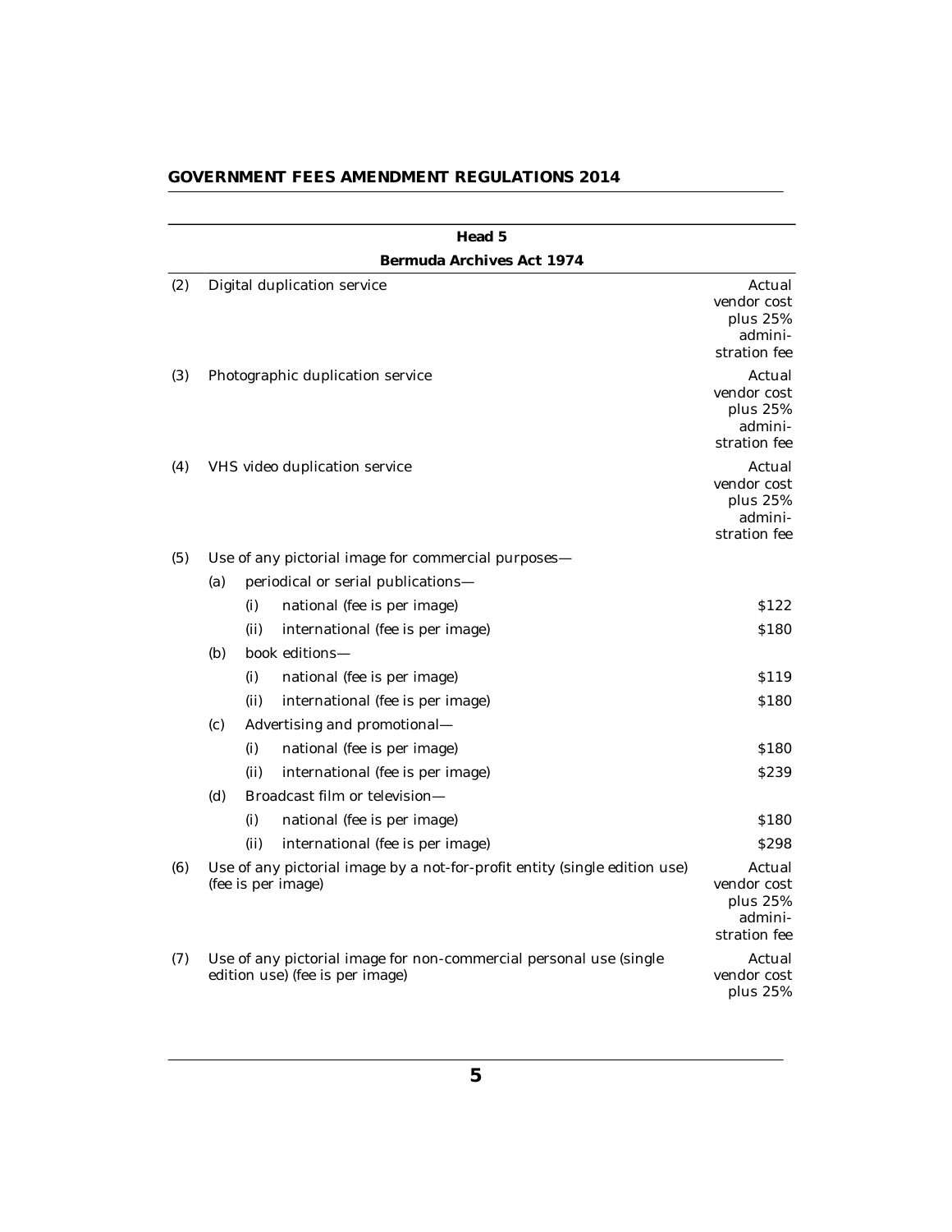| Head 5 | | | | |
|---|---|---|---|---|
| **Bermuda Archives Act 1974** | | | | |
| (2) | Digital duplication service | | | Actual vendor cost plus 25% administration fee |
| (3) | Photographic duplication service | | | Actual vendor cost plus 25% administration fee |
| (4) | VHS video duplication service | | | Actual vendor cost plus 25% administration fee |
| (5) | Use of any pictorial image for commercial purposes— | | | |
| | (a) | periodical or serial publications— | | |
| | | (i) | national (fee is per image) | $122 |
| | | (ii) | international (fee is per image) | $180 |
| | (b) | book editions— | | |
| | | (i) | national (fee is per image) | $119 |
| | | (ii) | international (fee is per image) | $180 |
| | (c) | Advertising and promotional— | | |
| | | (i) | national (fee is per image) | $180 |
| | | (ii) | international (fee is per image) | $239 |
| | (d) | Broadcast film or television— | | |
| | | (i) | national (fee is per image) | $180 |
| | | (ii) | international (fee is per image) | $298 |
| (6) | Use of any pictorial image by a not-for-profit entity (single edition use) (fee is per image) | | | Actual vendor cost plus 25% administration fee |
| (7) | Use of any pictorial image for non-commercial personal use (single edition use) (fee is per image) | | | Actual vendor cost plus 25% |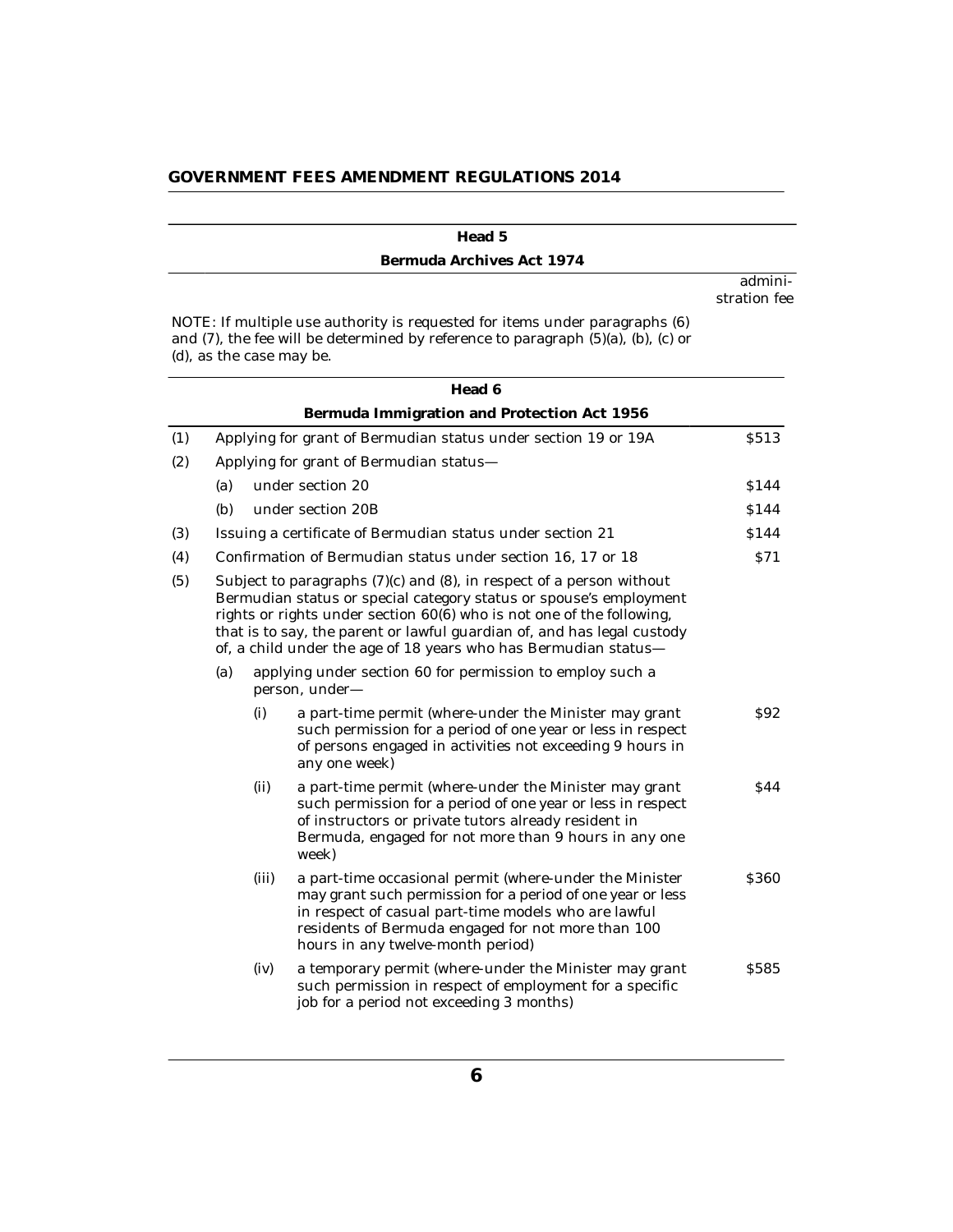## Head 5

### Bermuda Archives Act 1974

administration fee

NOTE: If multiple use authority is requested for items under paragraphs (6) and (7), the fee will be determined by reference to paragraph (5)(a), (b), (c) or (d), as the case may be.

## Head 6

### Bermuda Immigration and Protection Act 1956

(1) Applying for grant of Bermudian status under section 19 or 19A — $513

(2) Applying for grant of Bermudian status—

(a) under section 20 — $144

(b) under section 20B — $144

(3) Issuing a certificate of Bermudian status under section 21 — $144

(4) Confirmation of Bermudian status under section 16, 17 or 18 — $71

(5) Subject to paragraphs (7)(c) and (8), in respect of a person without Bermudian status or special category status or spouse's employment rights or rights under section 60(6) who is not one of the following, that is to say, the parent or lawful guardian of, and has legal custody of, a child under the age of 18 years who has Bermudian status—

(a) applying under section 60 for permission to employ such a person, under—

(i) a part-time permit (where-under the Minister may grant such permission for a period of one year or less in respect of persons engaged in activities not exceeding 9 hours in any one week) — $92

(ii) a part-time permit (where-under the Minister may grant such permission for a period of one year or less in respect of instructors or private tutors already resident in Bermuda, engaged for not more than 9 hours in any one week) — $44

(iii) a part-time occasional permit (where-under the Minister may grant such permission for a period of one year or less in respect of casual part-time models who are lawful residents of Bermuda engaged for not more than 100 hours in any twelve-month period) — $360

(iv) a temporary permit (where-under the Minister may grant such permission in respect of employment for a specific job for a period not exceeding 3 months) — $585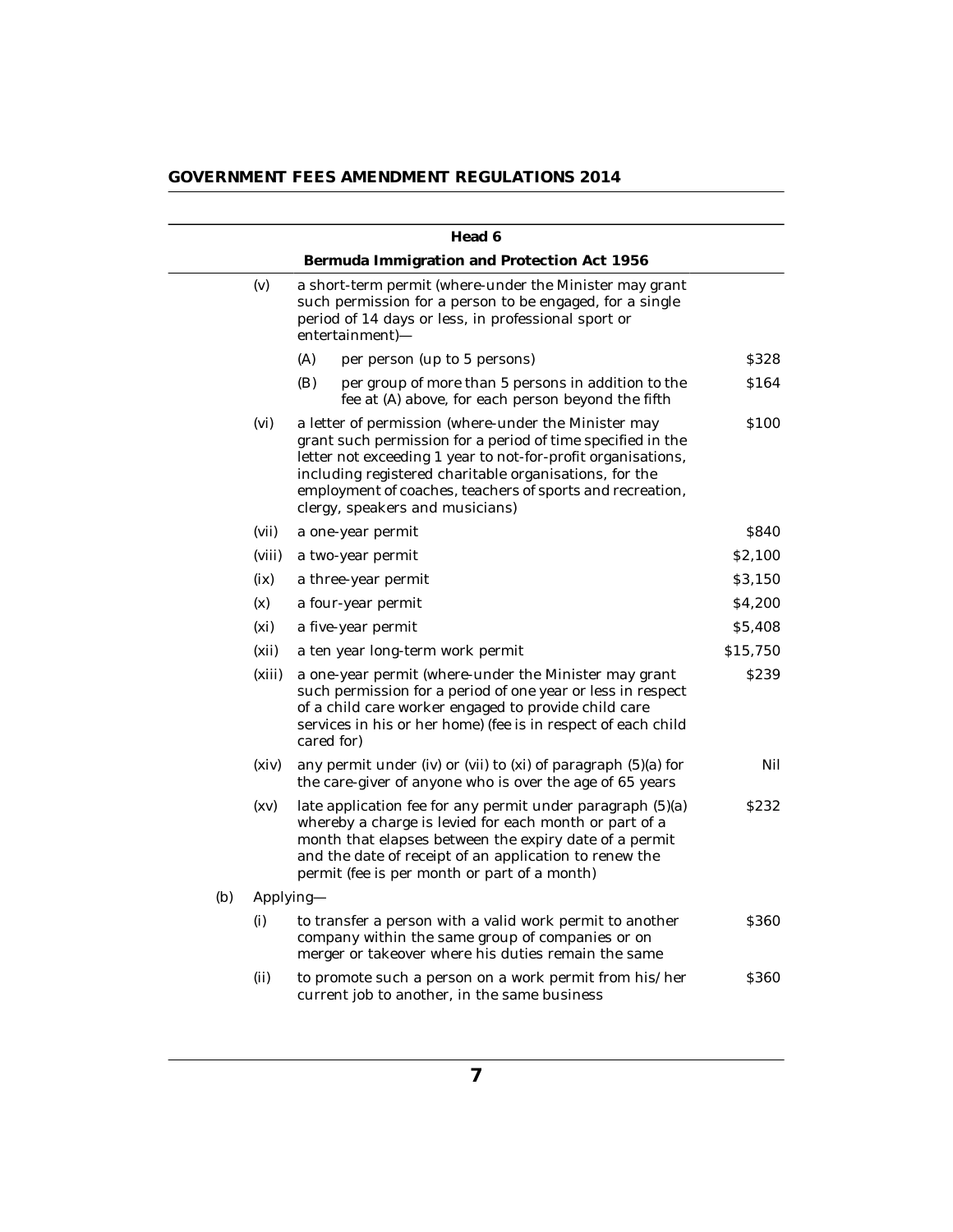| Head 6 | | |
|---|---|---|
| **Bermuda Immigration and Protection Act 1956** | | |
| (v) | a short-term permit (where-under the Minister may grant such permission for a person to be engaged, for a single period of 14 days or less, in professional sport or entertainment)— | |
| | (A) per person (up to 5 persons) | $328 |
| | (B) per group of more than 5 persons in addition to the fee at (A) above, for each person beyond the fifth | $164 |
| (vi) | a letter of permission (where-under the Minister may grant such permission for a period of time specified in the letter not exceeding 1 year to not-for-profit organisations, including registered charitable organisations, for the employment of coaches, teachers of sports and recreation, clergy, speakers and musicians) | $100 |
| (vii) | a one-year permit | $840 |
| (viii) | a two-year permit | $2,100 |
| (ix) | a three-year permit | $3,150 |
| (x) | a four-year permit | $4,200 |
| (xi) | a five-year permit | $5,408 |
| (xii) | a ten year long-term work permit | $15,750 |
| (xiii) | a one-year permit (where-under the Minister may grant such permission for a period of one year or less in respect of a child care worker engaged to provide child care services in his or her home) (fee is in respect of each child cared for) | $239 |
| (xiv) | any permit under (iv) or (vii) to (xi) of paragraph (5)(a) for the care-giver of anyone who is over the age of 65 years | Nil |
| (xv) | late application fee for any permit under paragraph (5)(a) whereby a charge is levied for each month or part of a month that elapses between the expiry date of a permit and the date of receipt of an application to renew the permit (fee is per month or part of a month) | $232 |
| (b) | Applying— | |
| (i) | to transfer a person with a valid work permit to another company within the same group of companies or on merger or takeover where his duties remain the same | $360 |
| (ii) | to promote such a person on a work permit from his/her current job to another, in the same business | $360 |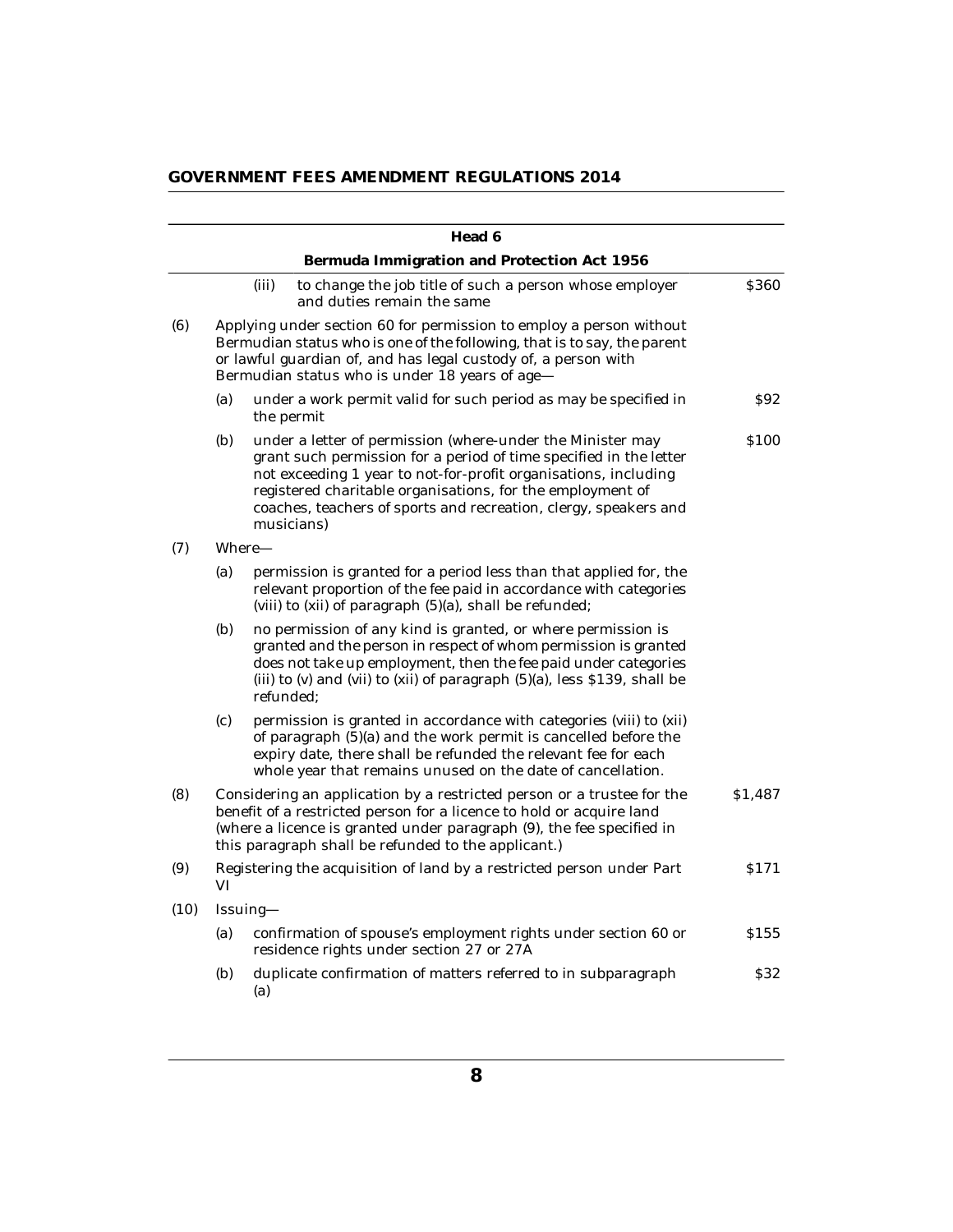| | | | Head 6<br>Bermuda Immigration and Protection Act 1956 | |
|---|---|---|---|---|
| | | (iii) | to change the job title of such a person whose employer and duties remain the same | $360 |
| (6) | Applying under section 60 for permission to employ a person without Bermudian status who is one of the following, that is to say, the parent or lawful guardian of, and has legal custody of, a person with Bermudian status who is under 18 years of age— | | | |
| | (a) | under a work permit valid for such period as may be specified in the permit | | $92 |
| | (b) | under a letter of permission (where-under the Minister may grant such permission for a period of time specified in the letter not exceeding 1 year to not-for-profit organisations, including registered charitable organisations, for the employment of coaches, teachers of sports and recreation, clergy, speakers and musicians) | | $100 |
| (7) | Where— | | | |
| | (a) | permission is granted for a period less than that applied for, the relevant proportion of the fee paid in accordance with categories (viii) to (xii) of paragraph (5)(a), shall be refunded; | | |
| | (b) | no permission of any kind is granted, or where permission is granted and the person in respect of whom permission is granted does not take up employment, then the fee paid under categories (iii) to (v) and (vii) to (xii) of paragraph (5)(a), less $139, shall be refunded; | | |
| | (c) | permission is granted in accordance with categories (viii) to (xii) of paragraph (5)(a) and the work permit is cancelled before the expiry date, there shall be refunded the relevant fee for each whole year that remains unused on the date of cancellation. | | |
| (8) | Considering an application by a restricted person or a trustee for the benefit of a restricted person for a licence to hold or acquire land (where a licence is granted under paragraph (9), the fee specified in this paragraph shall be refunded to the applicant.) | | | $1,487 |
| (9) | Registering the acquisition of land by a restricted person under Part VI | | | $171 |
| (10) | Issuing— | | | |
| | (a) | confirmation of spouse's employment rights under section 60 or residence rights under section 27 or 27A | | $155 |
| | (b) | duplicate confirmation of matters referred to in subparagraph (a) | | $32 |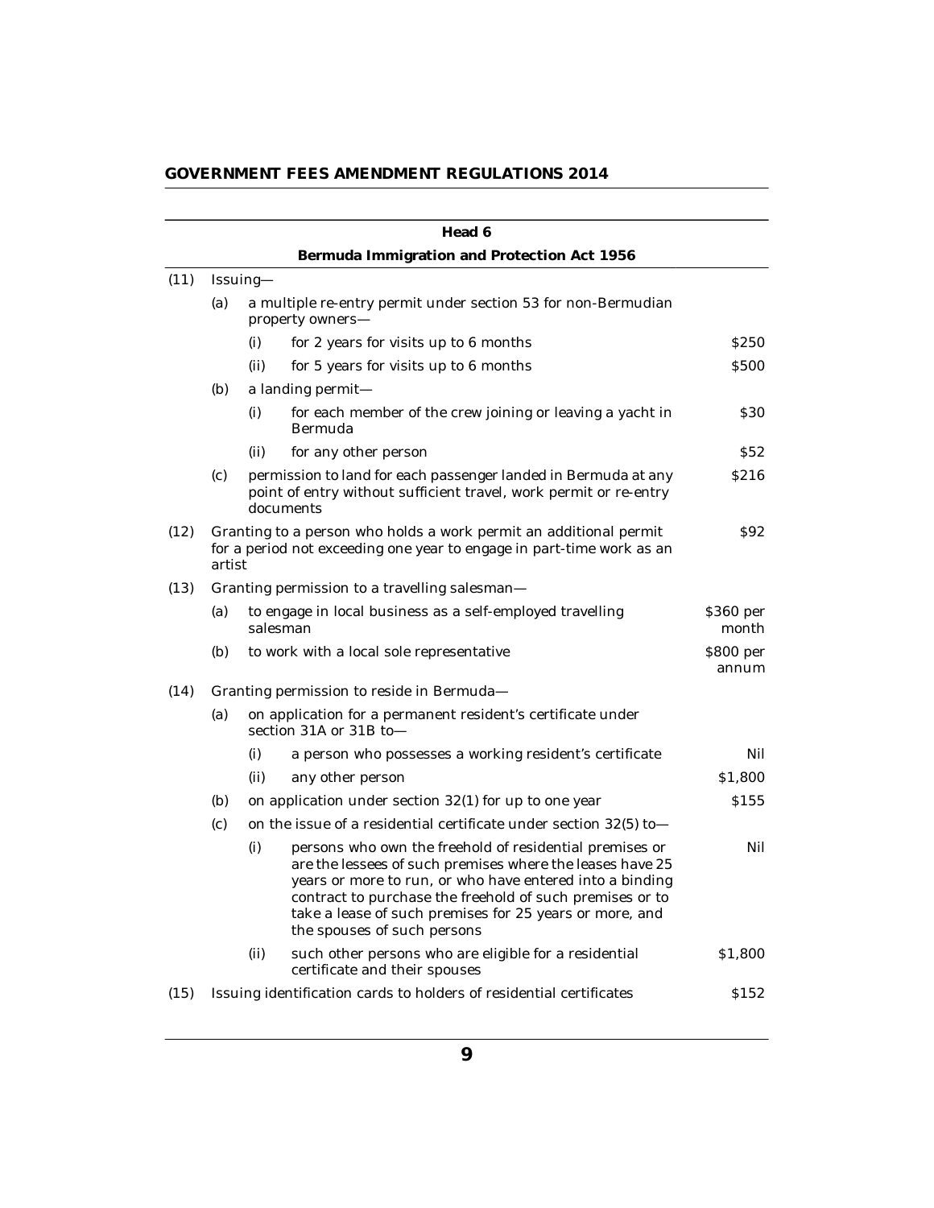| Head 6 | | | | |
|---|---|---|---|---|
| **Bermuda Immigration and Protection Act 1956** | | | | |
| (11) | Issuing— | | | |
| | (a) | a multiple re-entry permit under section 53 for non-Bermudian property owners— | | |
| | | (i) | for 2 years for visits up to 6 months | $250 |
| | | (ii) | for 5 years for visits up to 6 months | $500 |
| | (b) | a landing permit— | | |
| | | (i) | for each member of the crew joining or leaving a yacht in Bermuda | $30 |
| | | (ii) | for any other person | $52 |
| | (c) | permission to land for each passenger landed in Bermuda at any point of entry without sufficient travel, work permit or re-entry documents | | $216 |
| (12) | Granting to a person who holds a work permit an additional permit for a period not exceeding one year to engage in part-time work as an artist | | | $92 |
| (13) | Granting permission to a travelling salesman— | | | |
| | (a) | to engage in local business as a self-employed travelling salesman | | $360 per month |
| | (b) | to work with a local sole representative | | $800 per annum |
| (14) | Granting permission to reside in Bermuda— | | | |
| | (a) | on application for a permanent resident's certificate under section 31A or 31B to— | | |
| | | (i) | a person who possesses a working resident's certificate | Nil |
| | | (ii) | any other person | $1,800 |
| | (b) | on application under section 32(1) for up to one year | | $155 |
| | (c) | on the issue of a residential certificate under section 32(5) to— | | |
| | | (i) | persons who own the freehold of residential premises or are the lessees of such premises where the leases have 25 years or more to run, or who have entered into a binding contract to purchase the freehold of such premises or to take a lease of such premises for 25 years or more, and the spouses of such persons | Nil |
| | | (ii) | such other persons who are eligible for a residential certificate and their spouses | $1,800 |
| (15) | Issuing identification cards to holders of residential certificates | | | $152 |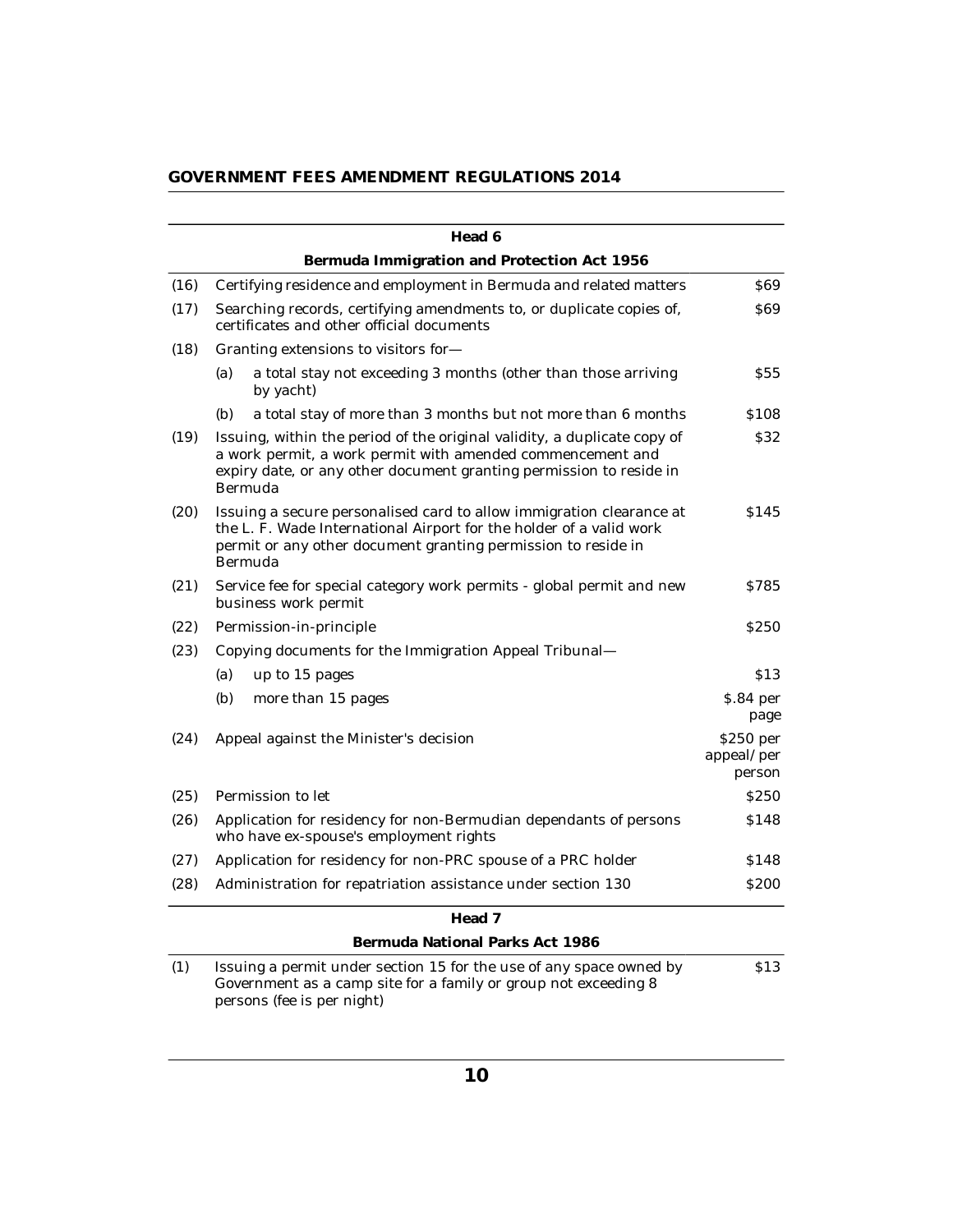| | Head 6 | |
|---|---|---|
| | **Bermuda Immigration and Protection Act 1956** | |
| (16) | Certifying residence and employment in Bermuda and related matters | $69 |
| (17) | Searching records, certifying amendments to, or duplicate copies of, certificates and other official documents | $69 |
| (18) | Granting extensions to visitors for— | |
| | (a) a total stay not exceeding 3 months (other than those arriving by yacht) | $55 |
| | (b) a total stay of more than 3 months but not more than 6 months | $108 |
| (19) | Issuing, within the period of the original validity, a duplicate copy of a work permit, a work permit with amended commencement and expiry date, or any other document granting permission to reside in Bermuda | $32 |
| (20) | Issuing a secure personalised card to allow immigration clearance at the L. F. Wade International Airport for the holder of a valid work permit or any other document granting permission to reside in Bermuda | $145 |
| (21) | Service fee for special category work permits - global permit and new business work permit | $785 |
| (22) | Permission-in-principle | $250 |
| (23) | Copying documents for the Immigration Appeal Tribunal— | |
| | (a) up to 15 pages | $13 |
| | (b) more than 15 pages | $.84 per page |
| (24) | Appeal against the Minister's decision | $250 per appeal/per person |
| (25) | Permission to let | $250 |
| (26) | Application for residency for non-Bermudian dependants of persons who have ex-spouse's employment rights | $148 |
| (27) | Application for residency for non-PRC spouse of a PRC holder | $148 |
| (28) | Administration for repatriation assistance under section 130 | $200 |

| | Head 7 | |
|---|---|---|
| | **Bermuda National Parks Act 1986** | |
| (1) | Issuing a permit under section 15 for the use of any space owned by Government as a camp site for a family or group not exceeding 8 persons (fee is per night) | $13 |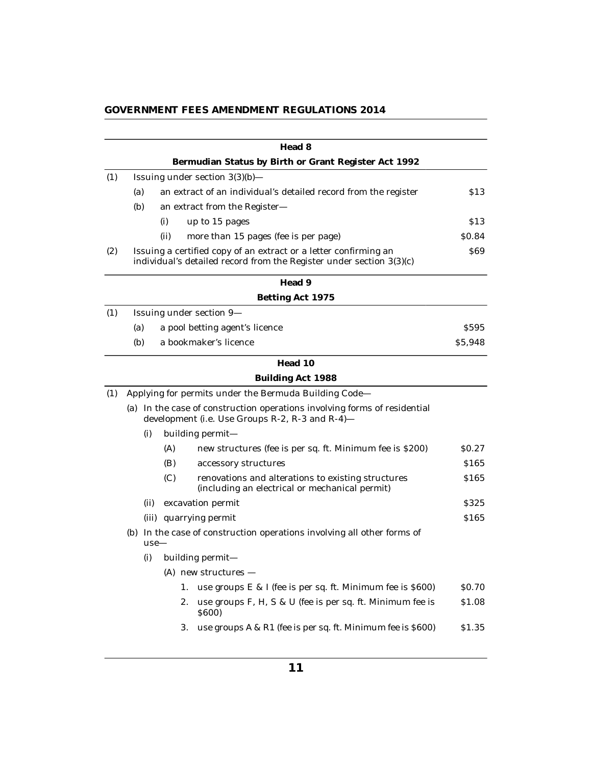| | | Head 8 | |
|---|---|---|---|
| | | **Bermudian Status by Birth or Grant Register Act 1992** | |
| (1) | | Issuing under section 3(3)(b)— | |
| | (a) | an extract of an individual's detailed record from the register | $13 |
| | (b) | an extract from the Register— | |
| | | (i) up to 15 pages | $13 |
| | | (ii) more than 15 pages (fee is per page) | $0.84 |
| (2) | | Issuing a certified copy of an extract or a letter confirming an individual's detailed record from the Register under section 3(3)(c) | $69 |

| | | Head 9 | |
|---|---|---|---|
| | | **Betting Act 1975** | |
| (1) | | Issuing under section 9— | |
| | (a) | a pool betting agent's licence | $595 |
| | (b) | a bookmaker's licence | $5,948 |

| | | Head 10 | |
|---|---|---|---|
| | | **Building Act 1988** | |
| (1) | | Applying for permits under the Bermuda Building Code— | |
| | (a) | In the case of construction operations involving forms of residential development (i.e. Use Groups R-2, R-3 and R-4)— | |
| | | (i) building permit— | |
| | | (A) new structures (fee is per sq. ft. Minimum fee is $200) | $0.27 |
| | | (B) accessory structures | $165 |
| | | (C) renovations and alterations to existing structures (including an electrical or mechanical permit) | $165 |
| | | (ii) excavation permit | $325 |
| | | (iii) quarrying permit | $165 |
| | (b) | In the case of construction operations involving all other forms of use— | |
| | | (i) building permit— | |
| | | (A) new structures — | |
| | | 1. use groups E & I (fee is per sq. ft. Minimum fee is $600) | $0.70 |
| | | 2. use groups F, H, S & U (fee is per sq. ft. Minimum fee is $600) | $1.08 |
| | | 3. use groups A & R1 (fee is per sq. ft. Minimum fee is $600) | $1.35 |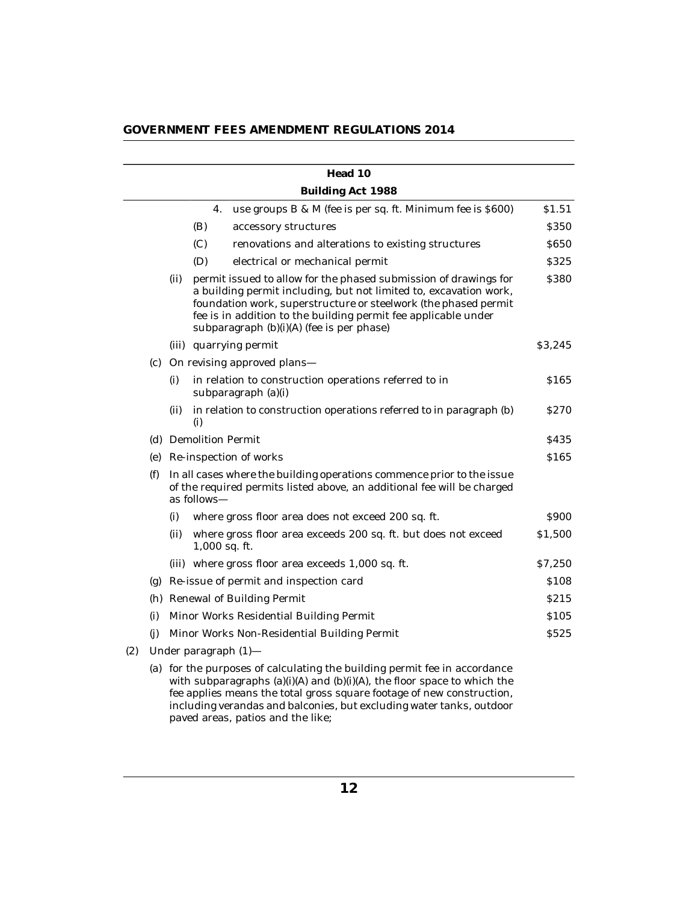## Head 10

### Building Act 1988

| | | | | | Fee |
|---|---|---|---|---|---|
| | | | 4. | use groups B & M (fee is per sq. ft. Minimum fee is $600) | $1.51 |
| | | (B) | | accessory structures | $350 |
| | | (C) | | renovations and alterations to existing structures | $650 |
| | | (D) | | electrical or mechanical permit | $325 |
| | (ii) | | | permit issued to allow for the phased submission of drawings for a building permit including, but not limited to, excavation work, foundation work, superstructure or steelwork (the phased permit fee is in addition to the building permit fee applicable under subparagraph (b)(i)(A) (fee is per phase) | $380 |
| | (iii) | | | quarrying permit | $3,245 |
| (c) | | | | On revising approved plans— | |
| | (i) | | | in relation to construction operations referred to in subparagraph (a)(i) | $165 |
| | (ii) | | | in relation to construction operations referred to in paragraph (b)(i) | $270 |
| (d) | | | | Demolition Permit | $435 |
| (e) | | | | Re-inspection of works | $165 |
| (f) | | | | In all cases where the building operations commence prior to the issue of the required permits listed above, an additional fee will be charged as follows— | |
| | (i) | | | where gross floor area does not exceed 200 sq. ft. | $900 |
| | (ii) | | | where gross floor area exceeds 200 sq. ft. but does not exceed 1,000 sq. ft. | $1,500 |
| | (iii) | | | where gross floor area exceeds 1,000 sq. ft. | $7,250 |
| (g) | | | | Re-issue of permit and inspection card | $108 |
| (h) | | | | Renewal of Building Permit | $215 |
| (i) | | | | Minor Works Residential Building Permit | $105 |
| (j) | | | | Minor Works Non-Residential Building Permit | $525 |

(2) Under paragraph (1)—

(a) for the purposes of calculating the building permit fee in accordance with subparagraphs (a)(i)(A) and (b)(i)(A), the floor space to which the fee applies means the total gross square footage of new construction, including verandas and balconies, but excluding water tanks, outdoor paved areas, patios and the like;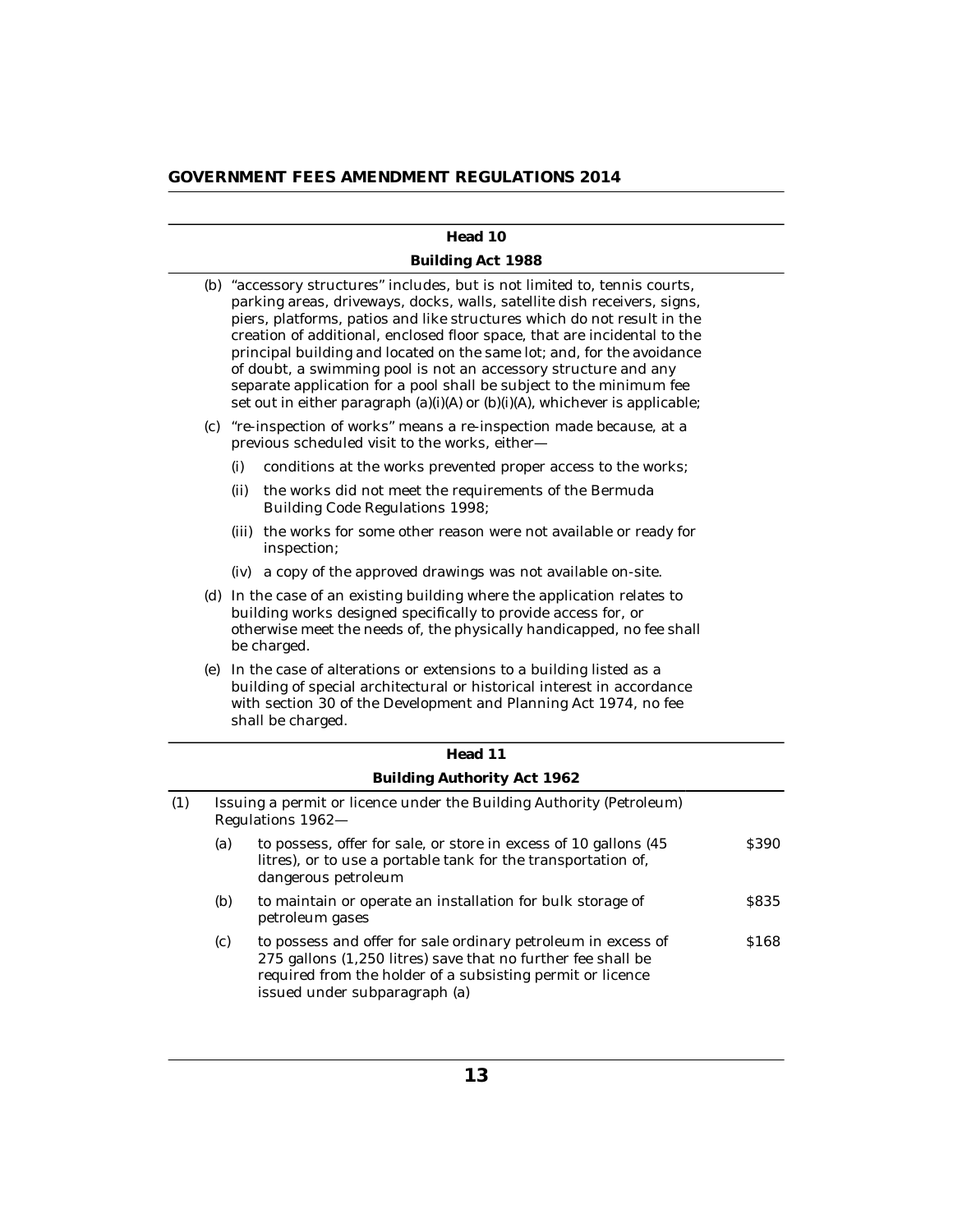## Head 10

### Building Act 1988

(b) "accessory structures" includes, but is not limited to, tennis courts, parking areas, driveways, docks, walls, satellite dish receivers, signs, piers, platforms, patios and like structures which do not result in the creation of additional, enclosed floor space, that are incidental to the principal building and located on the same lot; and, for the avoidance of doubt, a swimming pool is not an accessory structure and any separate application for a pool shall be subject to the minimum fee set out in either paragraph (a)(i)(A) or (b)(i)(A), whichever is applicable;

(c) "re-inspection of works" means a re-inspection made because, at a previous scheduled visit to the works, either—

- (i) conditions at the works prevented proper access to the works;
- (ii) the works did not meet the requirements of the Bermuda Building Code Regulations 1998;
- (iii) the works for some other reason were not available or ready for inspection;
- (iv) a copy of the approved drawings was not available on-site.

(d) In the case of an existing building where the application relates to building works designed specifically to provide access for, or otherwise meet the needs of, the physically handicapped, no fee shall be charged.

(e) In the case of alterations or extensions to a building listed as a building of special architectural or historical interest in accordance with section 30 of the Development and Planning Act 1974, no fee shall be charged.

## Head 11

### Building Authority Act 1962

| | | | |
|---|---|---|---|
| (1) | Issuing a permit or licence under the Building Authority (Petroleum) Regulations 1962— | | |
| | (a) | to possess, offer for sale, or store in excess of 10 gallons (45 litres), or to use a portable tank for the transportation of, dangerous petroleum | $390 |
| | (b) | to maintain or operate an installation for bulk storage of petroleum gases | $835 |
| | (c) | to possess and offer for sale ordinary petroleum in excess of 275 gallons (1,250 litres) save that no further fee shall be required from the holder of a subsisting permit or licence issued under subparagraph (a) | $168 |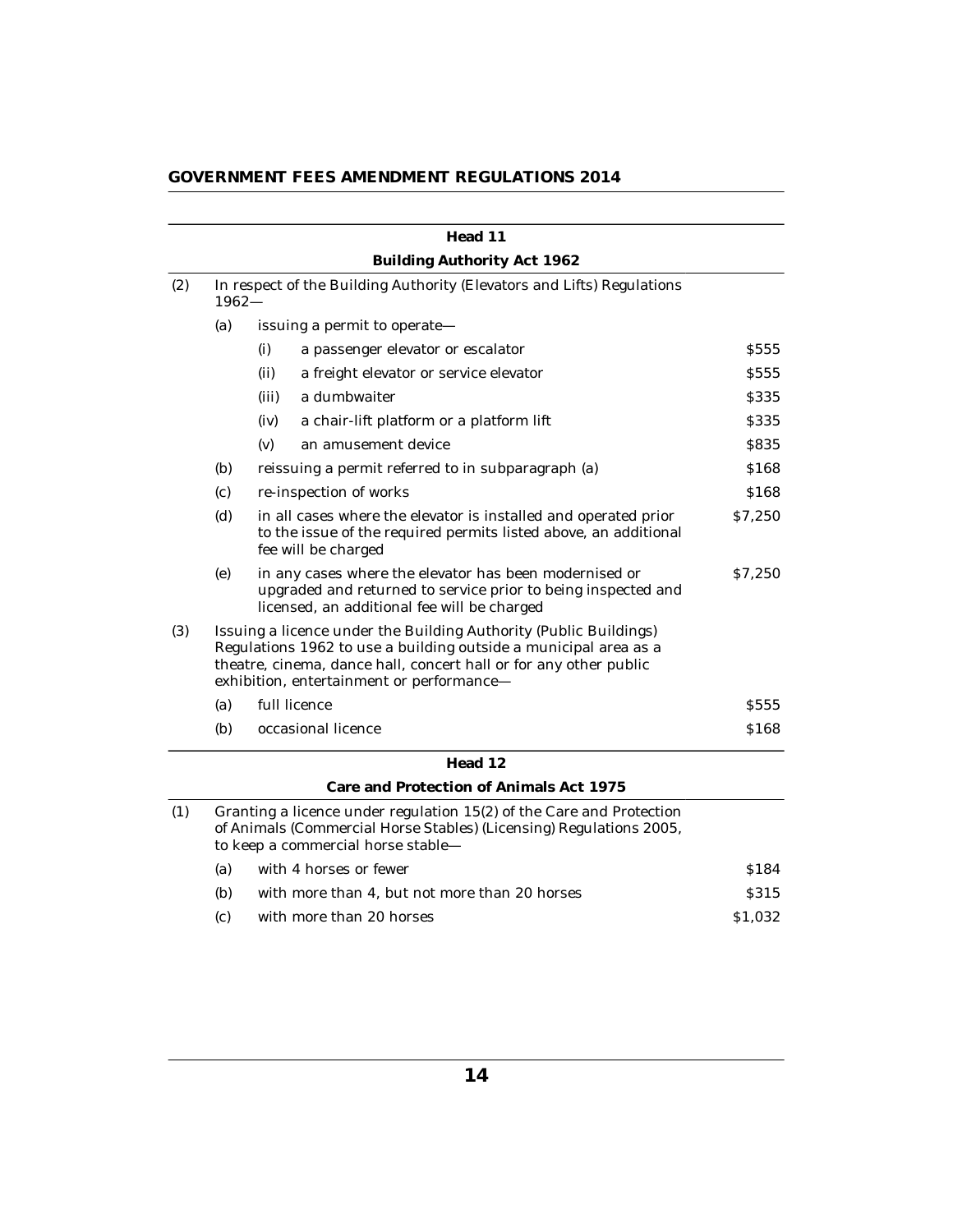| | | | | |
|---|---|---|---|---|
| | | **Head 11** | | |
| | | **Building Authority Act 1962** | | |
| (2) | In respect of the Building Authority (Elevators and Lifts) Regulations 1962— | | | |
| | (a) | issuing a permit to operate— | | |
| | | (i) | a passenger elevator or escalator | $555 |
| | | (ii) | a freight elevator or service elevator | $555 |
| | | (iii) | a dumbwaiter | $335 |
| | | (iv) | a chair-lift platform or a platform lift | $335 |
| | | (v) | an amusement device | $835 |
| | (b) | reissuing a permit referred to in subparagraph (a) | | $168 |
| | (c) | re-inspection of works | | $168 |
| | (d) | in all cases where the elevator is installed and operated prior to the issue of the required permits listed above, an additional fee will be charged | | $7,250 |
| | (e) | in any cases where the elevator has been modernised or upgraded and returned to service prior to being inspected and licensed, an additional fee will be charged | | $7,250 |
| (3) | Issuing a licence under the Building Authority (Public Buildings) Regulations 1962 to use a building outside a municipal area as a theatre, cinema, dance hall, concert hall or for any other public exhibition, entertainment or performance— | | | |
| | (a) | full licence | | $555 |
| | (b) | occasional licence | | $168 |
| | | **Head 12** | | |
| | | **Care and Protection of Animals Act 1975** | | |
| (1) | Granting a licence under regulation 15(2) of the Care and Protection of Animals (Commercial Horse Stables) (Licensing) Regulations 2005, to keep a commercial horse stable— | | | |
| | (a) | with 4 horses or fewer | | $184 |
| | (b) | with more than 4, but not more than 20 horses | | $315 |
| | (c) | with more than 20 horses | | $1,032 |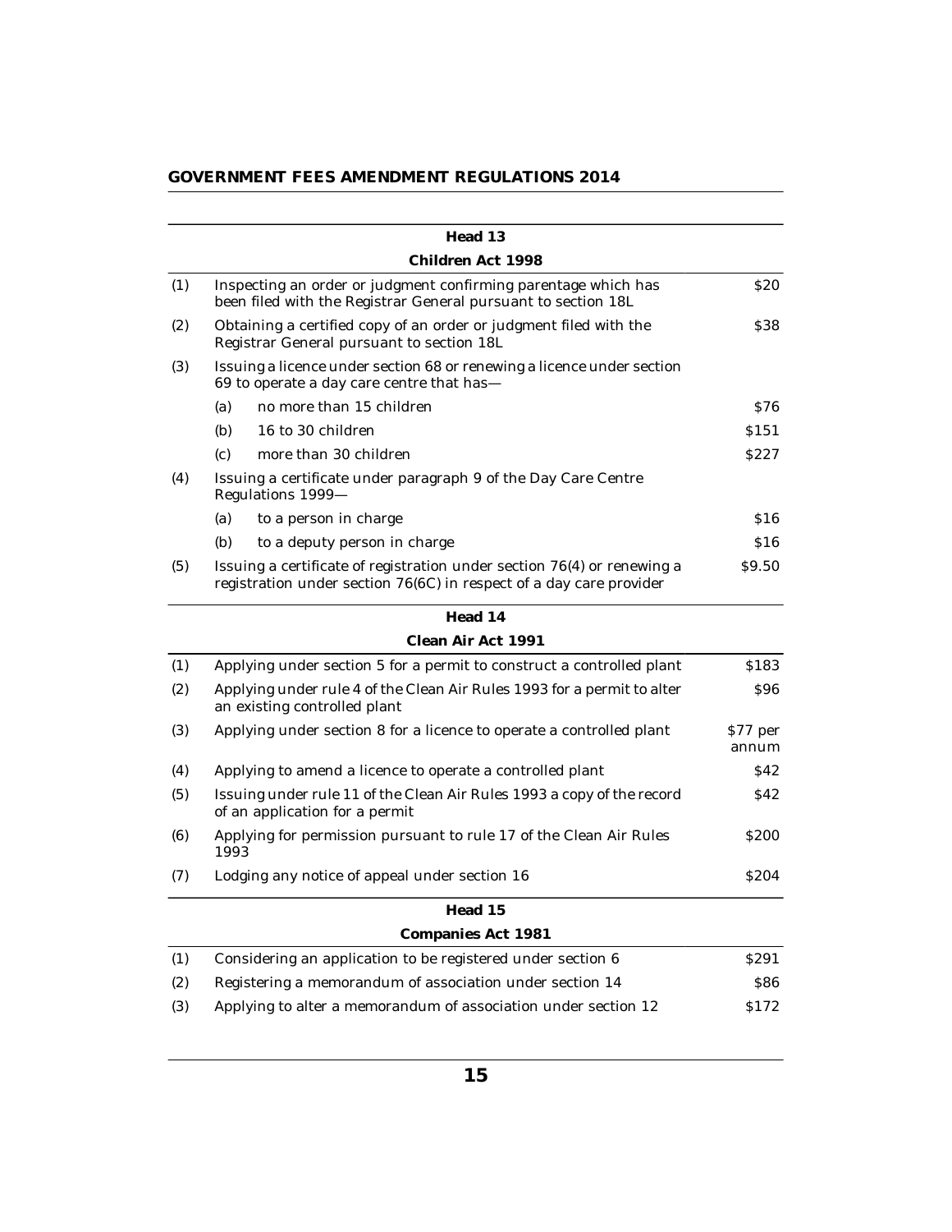## Head 13

### Children Act 1998

| | | |
|---|---|---|
| (1) | Inspecting an order or judgment confirming parentage which has been filed with the Registrar General pursuant to section 18L | $20 |
| (2) | Obtaining a certified copy of an order or judgment filed with the Registrar General pursuant to section 18L | $38 |
| (3) | Issuing a licence under section 68 or renewing a licence under section 69 to operate a day care centre that has— | |
| | (a) no more than 15 children | $76 |
| | (b) 16 to 30 children | $151 |
| | (c) more than 30 children | $227 |
| (4) | Issuing a certificate under paragraph 9 of the Day Care Centre Regulations 1999— | |
| | (a) to a person in charge | $16 |
| | (b) to a deputy person in charge | $16 |
| (5) | Issuing a certificate of registration under section 76(4) or renewing a registration under section 76(6C) in respect of a day care provider | $9.50 |

## Head 14

### Clean Air Act 1991

| | | |
|---|---|---|
| (1) | Applying under section 5 for a permit to construct a controlled plant | $183 |
| (2) | Applying under rule 4 of the Clean Air Rules 1993 for a permit to alter an existing controlled plant | $96 |
| (3) | Applying under section 8 for a licence to operate a controlled plant | $77 per annum |
| (4) | Applying to amend a licence to operate a controlled plant | $42 |
| (5) | Issuing under rule 11 of the Clean Air Rules 1993 a copy of the record of an application for a permit | $42 |
| (6) | Applying for permission pursuant to rule 17 of the Clean Air Rules 1993 | $200 |
| (7) | Lodging any notice of appeal under section 16 | $204 |

## Head 15

### Companies Act 1981

| | | |
|---|---|---|
| (1) | Considering an application to be registered under section 6 | $291 |
| (2) | Registering a memorandum of association under section 14 | $86 |
| (3) | Applying to alter a memorandum of association under section 12 | $172 |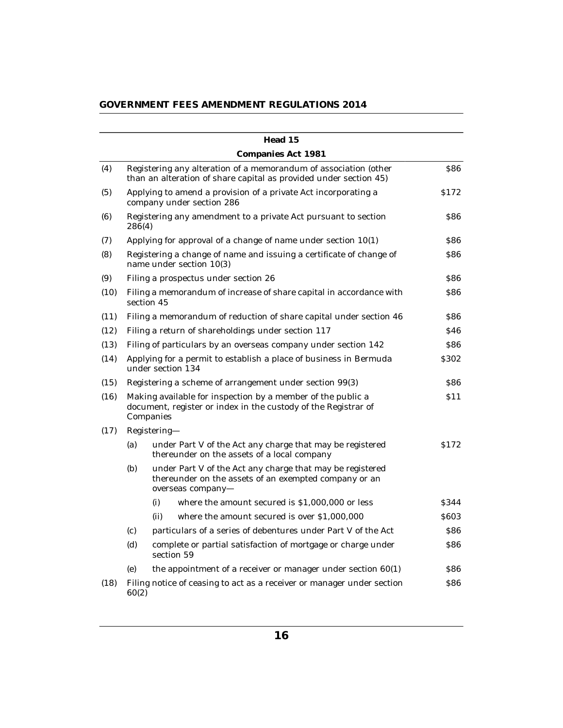| Head 15 | | | | |
|---|---|---|---|---|
| **Companies Act 1981** | | | | |
| (4) | Registering any alteration of a memorandum of association (other than an alteration of share capital as provided under section 45) | | | $86 |
| (5) | Applying to amend a provision of a private Act incorporating a company under section 286 | | | $172 |
| (6) | Registering any amendment to a private Act pursuant to section 286(4) | | | $86 |
| (7) | Applying for approval of a change of name under section 10(1) | | | $86 |
| (8) | Registering a change of name and issuing a certificate of change of name under section 10(3) | | | $86 |
| (9) | Filing a prospectus under section 26 | | | $86 |
| (10) | Filing a memorandum of increase of share capital in accordance with section 45 | | | $86 |
| (11) | Filing a memorandum of reduction of share capital under section 46 | | | $86 |
| (12) | Filing a return of shareholdings under section 117 | | | $46 |
| (13) | Filing of particulars by an overseas company under section 142 | | | $86 |
| (14) | Applying for a permit to establish a place of business in Bermuda under section 134 | | | $302 |
| (15) | Registering a scheme of arrangement under section 99(3) | | | $86 |
| (16) | Making available for inspection by a member of the public a document, register or index in the custody of the Registrar of Companies | | | $11 |
| (17) | Registering— | | | |
| | (a) | under Part V of the Act any charge that may be registered thereunder on the assets of a local company | | $172 |
| | (b) | under Part V of the Act any charge that may be registered thereunder on the assets of an exempted company or an overseas company— | | |
| | | (i) | where the amount secured is $1,000,000 or less | $344 |
| | | (ii) | where the amount secured is over $1,000,000 | $603 |
| | (c) | particulars of a series of debentures under Part V of the Act | | $86 |
| | (d) | complete or partial satisfaction of mortgage or charge under section 59 | | $86 |
| | (e) | the appointment of a receiver or manager under section 60(1) | | $86 |
| (18) | Filing notice of ceasing to act as a receiver or manager under section 60(2) | | | $86 |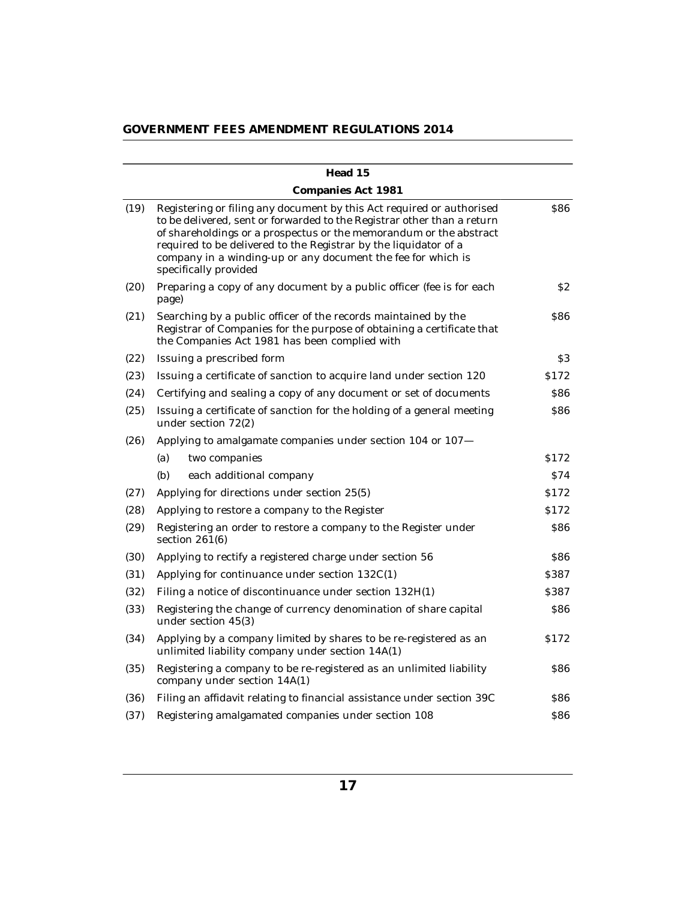| Head 15 | | |
|---|---|---|
| **Companies Act 1981** | | |
| (19) | Registering or filing any document by this Act required or authorised to be delivered, sent or forwarded to the Registrar other than a return of shareholdings or a prospectus or the memorandum or the abstract required to be delivered to the Registrar by the liquidator of a company in a winding-up or any document the fee for which is specifically provided | $86 |
| (20) | Preparing a copy of any document by a public officer (fee is for each page) | $2 |
| (21) | Searching by a public officer of the records maintained by the Registrar of Companies for the purpose of obtaining a certificate that the Companies Act 1981 has been complied with | $86 |
| (22) | Issuing a prescribed form | $3 |
| (23) | Issuing a certificate of sanction to acquire land under section 120 | $172 |
| (24) | Certifying and sealing a copy of any document or set of documents | $86 |
| (25) | Issuing a certificate of sanction for the holding of a general meeting under section 72(2) | $86 |
| (26) | Applying to amalgamate companies under section 104 or 107— | |
| | (a) two companies | $172 |
| | (b) each additional company | $74 |
| (27) | Applying for directions under section 25(5) | $172 |
| (28) | Applying to restore a company to the Register | $172 |
| (29) | Registering an order to restore a company to the Register under section 261(6) | $86 |
| (30) | Applying to rectify a registered charge under section 56 | $86 |
| (31) | Applying for continuance under section 132C(1) | $387 |
| (32) | Filing a notice of discontinuance under section 132H(1) | $387 |
| (33) | Registering the change of currency denomination of share capital under section 45(3) | $86 |
| (34) | Applying by a company limited by shares to be re-registered as an unlimited liability company under section 14A(1) | $172 |
| (35) | Registering a company to be re-registered as an unlimited liability company under section 14A(1) | $86 |
| (36) | Filing an affidavit relating to financial assistance under section 39C | $86 |
| (37) | Registering amalgamated companies under section 108 | $86 |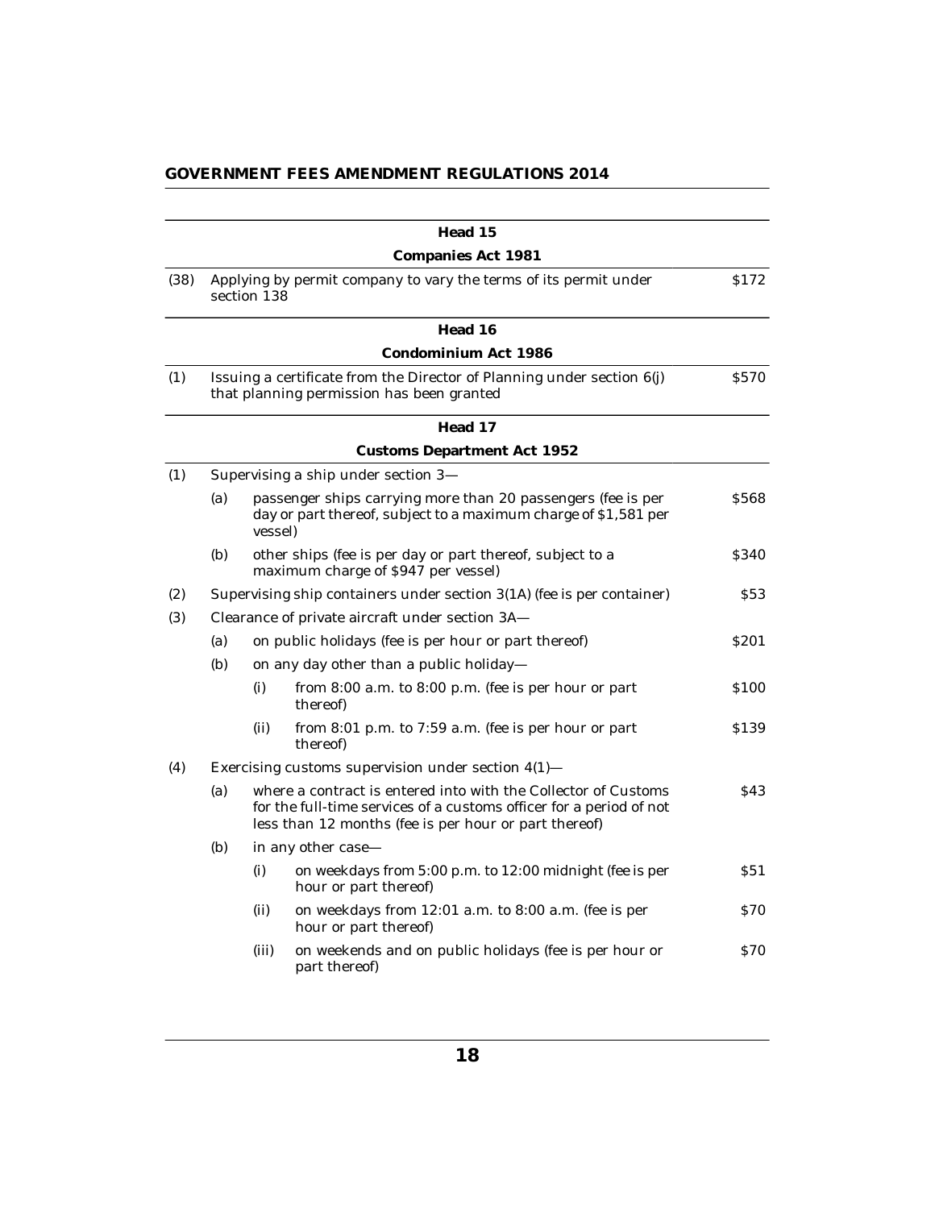| | | | | |
|---|---|---|---|---|
| | | | **Head 15** | |
| | | | **Companies Act 1981** | |
| (38) | Applying by permit company to vary the terms of its permit under section 138 | | | $172 |
| | | | **Head 16** | |
| | | | **Condominium Act 1986** | |
| (1) | Issuing a certificate from the Director of Planning under section 6(j) that planning permission has been granted | | | $570 |
| | | | **Head 17** | |
| | | | **Customs Department Act 1952** | |
| (1) | Supervising a ship under section 3— | | | |
| | (a) | | passenger ships carrying more than 20 passengers (fee is per day or part thereof, subject to a maximum charge of $1,581 per vessel) | $568 |
| | (b) | | other ships (fee is per day or part thereof, subject to a maximum charge of $947 per vessel) | $340 |
| (2) | Supervising ship containers under section 3(1A) (fee is per container) | | | $53 |
| (3) | Clearance of private aircraft under section 3A— | | | |
| | (a) | | on public holidays (fee is per hour or part thereof) | $201 |
| | (b) | | on any day other than a public holiday— | |
| | | (i) | from 8:00 a.m. to 8:00 p.m. (fee is per hour or part thereof) | $100 |
| | | (ii) | from 8:01 p.m. to 7:59 a.m. (fee is per hour or part thereof) | $139 |
| (4) | Exercising customs supervision under section 4(1)— | | | |
| | (a) | | where a contract is entered into with the Collector of Customs for the full-time services of a customs officer for a period of not less than 12 months (fee is per hour or part thereof) | $43 |
| | (b) | | in any other case— | |
| | | (i) | on weekdays from 5:00 p.m. to 12:00 midnight (fee is per hour or part thereof) | $51 |
| | | (ii) | on weekdays from 12:01 a.m. to 8:00 a.m. (fee is per hour or part thereof) | $70 |
| | | (iii) | on weekends and on public holidays (fee is per hour or part thereof) | $70 |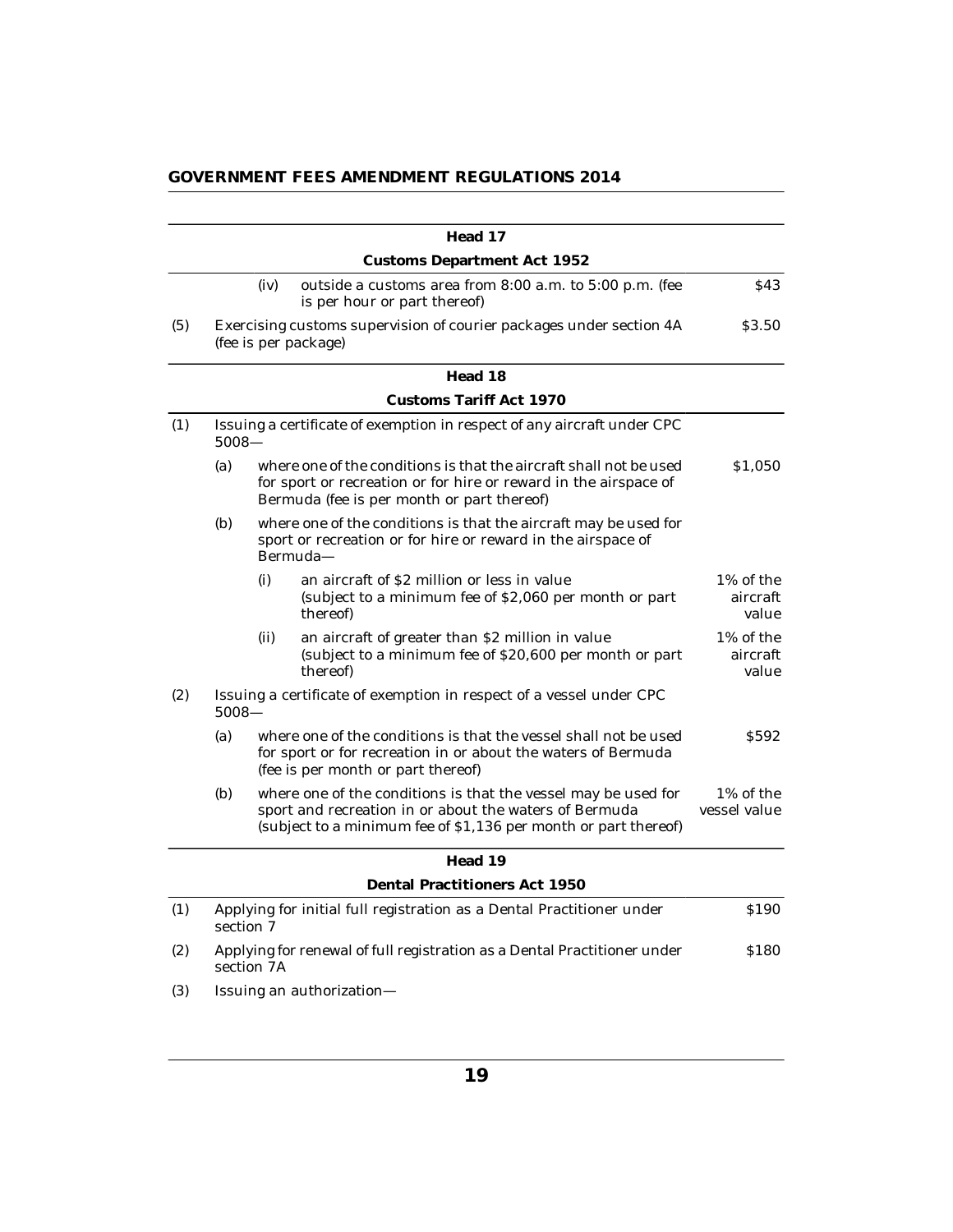| | | | | |
|---|---|---|---|---|
| | | | **Head 17** | |
| | | | **Customs Department Act 1952** | |
| | | (iv) | outside a customs area from 8:00 a.m. to 5:00 p.m. (fee is per hour or part thereof) | $43 |
| (5) | Exercising customs supervision of courier packages under section 4A (fee is per package) | | | $3.50 |
| | | | **Head 18** | |
| | | | **Customs Tariff Act 1970** | |
| (1) | Issuing a certificate of exemption in respect of any aircraft under CPC 5008— | | | |
| | (a) | where one of the conditions is that the aircraft shall not be used for sport or recreation or for hire or reward in the airspace of Bermuda (fee is per month or part thereof) | | $1,050 |
| | (b) | where one of the conditions is that the aircraft may be used for sport or recreation or for hire or reward in the airspace of Bermuda— | | |
| | | (i) | an aircraft of $2 million or less in value (subject to a minimum fee of $2,060 per month or part thereof) | 1% of the aircraft value |
| | | (ii) | an aircraft of greater than $2 million in value (subject to a minimum fee of $20,600 per month or part thereof) | 1% of the aircraft value |
| (2) | Issuing a certificate of exemption in respect of a vessel under CPC 5008— | | | |
| | (a) | where one of the conditions is that the vessel shall not be used for sport or for recreation in or about the waters of Bermuda (fee is per month or part thereof) | | $592 |
| | (b) | where one of the conditions is that the vessel may be used for sport and recreation in or about the waters of Bermuda (subject to a minimum fee of $1,136 per month or part thereof) | | 1% of the vessel value |
| | | | **Head 19** | |
| | | | **Dental Practitioners Act 1950** | |
| (1) | Applying for initial full registration as a Dental Practitioner under section 7 | | | $190 |
| (2) | Applying for renewal of full registration as a Dental Practitioner under section 7A | | | $180 |
| (3) | Issuing an authorization— | | | |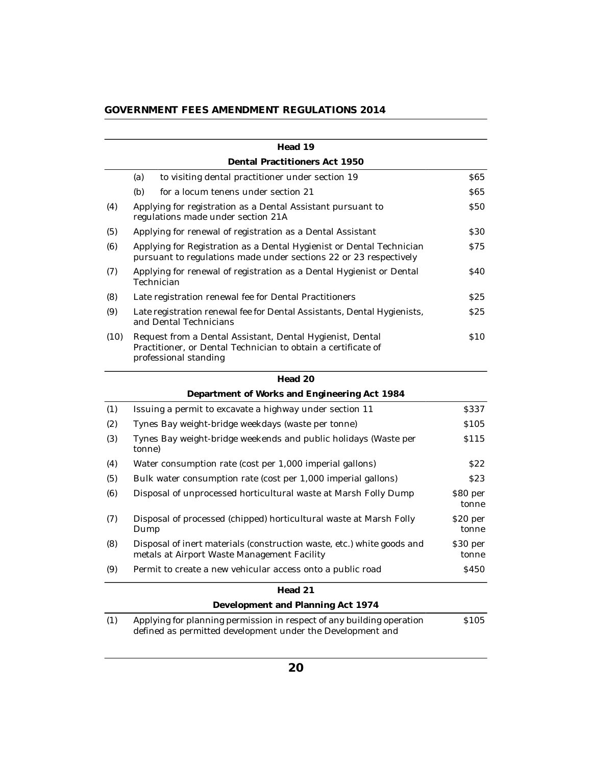| | Head 19 | |
|---|---|---|
| | **Dental Practitioners Act 1950** | |
| | (a) to visiting dental practitioner under section 19 | $65 |
| | (b) for a locum tenens under section 21 | $65 |
| (4) | Applying for registration as a Dental Assistant pursuant to regulations made under section 21A | $50 |
| (5) | Applying for renewal of registration as a Dental Assistant | $30 |
| (6) | Applying for Registration as a Dental Hygienist or Dental Technician pursuant to regulations made under sections 22 or 23 respectively | $75 |
| (7) | Applying for renewal of registration as a Dental Hygienist or Dental Technician | $40 |
| (8) | Late registration renewal fee for Dental Practitioners | $25 |
| (9) | Late registration renewal fee for Dental Assistants, Dental Hygienists, and Dental Technicians | $25 |
| (10) | Request from a Dental Assistant, Dental Hygienist, Dental Practitioner, or Dental Technician to obtain a certificate of professional standing | $10 |

| | Head 20 | |
|---|---|---|
| | **Department of Works and Engineering Act 1984** | |
| (1) | Issuing a permit to excavate a highway under section 11 | $337 |
| (2) | Tynes Bay weight-bridge weekdays (waste per tonne) | $105 |
| (3) | Tynes Bay weight-bridge weekends and public holidays (Waste per tonne) | $115 |
| (4) | Water consumption rate (cost per 1,000 imperial gallons) | $22 |
| (5) | Bulk water consumption rate (cost per 1,000 imperial gallons) | $23 |
| (6) | Disposal of unprocessed horticultural waste at Marsh Folly Dump | $80 per tonne |
| (7) | Disposal of processed (chipped) horticultural waste at Marsh Folly Dump | $20 per tonne |
| (8) | Disposal of inert materials (construction waste, etc.) white goods and metals at Airport Waste Management Facility | $30 per tonne |
| (9) | Permit to create a new vehicular access onto a public road | $450 |

| | Head 21 | |
|---|---|---|
| | **Development and Planning Act 1974** | |
| (1) | Applying for planning permission in respect of any building operation defined as permitted development under the Development and | $105 |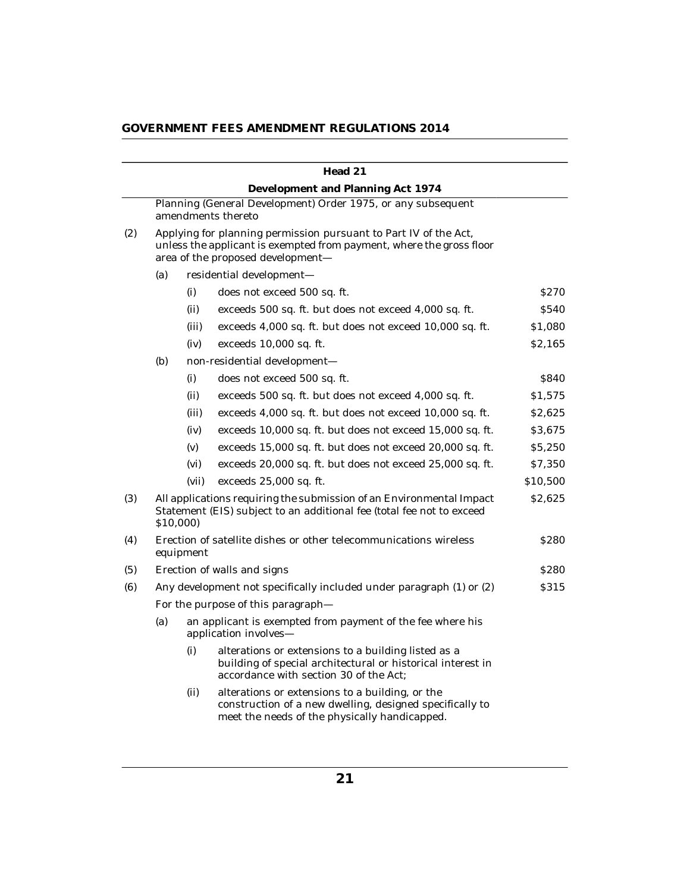## Head 21

### Development and Planning Act 1974

| | | | | |
|---|---|---|---|---|
| | Planning (General Development) Order 1975, or any subsequent amendments thereto | | | |
| (2) | Applying for planning permission pursuant to Part IV of the Act, unless the applicant is exempted from payment, where the gross floor area of the proposed development— | | | |
| | (a) | residential development— | | |
| | | (i) | does not exceed 500 sq. ft. | $270 |
| | | (ii) | exceeds 500 sq. ft. but does not exceed 4,000 sq. ft. | $540 |
| | | (iii) | exceeds 4,000 sq. ft. but does not exceed 10,000 sq. ft. | $1,080 |
| | | (iv) | exceeds 10,000 sq. ft. | $2,165 |
| | (b) | non-residential development— | | |
| | | (i) | does not exceed 500 sq. ft. | $840 |
| | | (ii) | exceeds 500 sq. ft. but does not exceed 4,000 sq. ft. | $1,575 |
| | | (iii) | exceeds 4,000 sq. ft. but does not exceed 10,000 sq. ft. | $2,625 |
| | | (iv) | exceeds 10,000 sq. ft. but does not exceed 15,000 sq. ft. | $3,675 |
| | | (v) | exceeds 15,000 sq. ft. but does not exceed 20,000 sq. ft. | $5,250 |
| | | (vi) | exceeds 20,000 sq. ft. but does not exceed 25,000 sq. ft. | $7,350 |
| | | (vii) | exceeds 25,000 sq. ft. | $10,500 |
| (3) | All applications requiring the submission of an Environmental Impact Statement (EIS) subject to an additional fee (total fee not to exceed $10,000) | | | $2,625 |
| (4) | Erection of satellite dishes or other telecommunications wireless equipment | | | $280 |
| (5) | Erection of walls and signs | | | $280 |
| (6) | Any development not specifically included under paragraph (1) or (2) | | | $315 |
| | For the purpose of this paragraph— | | | |
| | (a) | an applicant is exempted from payment of the fee where his application involves— | | |
| | | (i) | alterations or extensions to a building listed as a building of special architectural or historical interest in accordance with section 30 of the Act; | |
| | | (ii) | alterations or extensions to a building, or the construction of a new dwelling, designed specifically to meet the needs of the physically handicapped. | |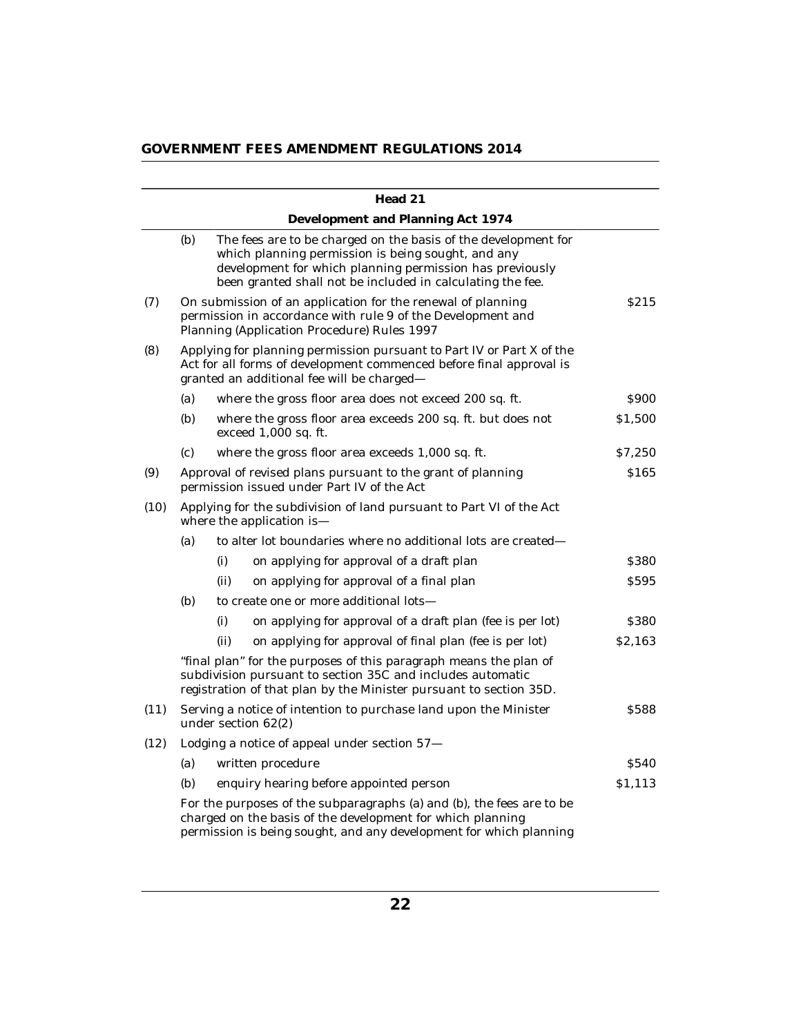| | | | | |
|---|---|---|---|---|
| | | **Head 21** | | |
| | | **Development and Planning Act 1974** | | |
| | (b) | The fees are to be charged on the basis of the development for which planning permission is being sought, and any development for which planning permission has previously been granted shall not be included in calculating the fee. | | |
| (7) | | On submission of an application for the renewal of planning permission in accordance with rule 9 of the Development and Planning (Application Procedure) Rules 1997 | | $215 |
| (8) | | Applying for planning permission pursuant to Part IV or Part X of the Act for all forms of development commenced before final approval is granted an additional fee will be charged— | | |
| | (a) | where the gross floor area does not exceed 200 sq. ft. | | $900 |
| | (b) | where the gross floor area exceeds 200 sq. ft. but does not exceed 1,000 sq. ft. | | $1,500 |
| | (c) | where the gross floor area exceeds 1,000 sq. ft. | | $7,250 |
| (9) | | Approval of revised plans pursuant to the grant of planning permission issued under Part IV of the Act | | $165 |
| (10) | | Applying for the subdivision of land pursuant to Part VI of the Act where the application is— | | |
| | (a) | to alter lot boundaries where no additional lots are created— | | |
| | | (i) | on applying for approval of a draft plan | $380 |
| | | (ii) | on applying for approval of a final plan | $595 |
| | (b) | to create one or more additional lots— | | |
| | | (i) | on applying for approval of a draft plan (fee is per lot) | $380 |
| | | (ii) | on applying for approval of final plan (fee is per lot) | $2,163 |
| | | "final plan" for the purposes of this paragraph means the plan of subdivision pursuant to section 35C and includes automatic registration of that plan by the Minister pursuant to section 35D. | | |
| (11) | | Serving a notice of intention to purchase land upon the Minister under section 62(2) | | $588 |
| (12) | | Lodging a notice of appeal under section 57— | | |
| | (a) | written procedure | | $540 |
| | (b) | enquiry hearing before appointed person | | $1,113 |
| | | For the purposes of the subparagraphs (a) and (b), the fees are to be charged on the basis of the development for which planning permission is being sought, and any development for which planning | | |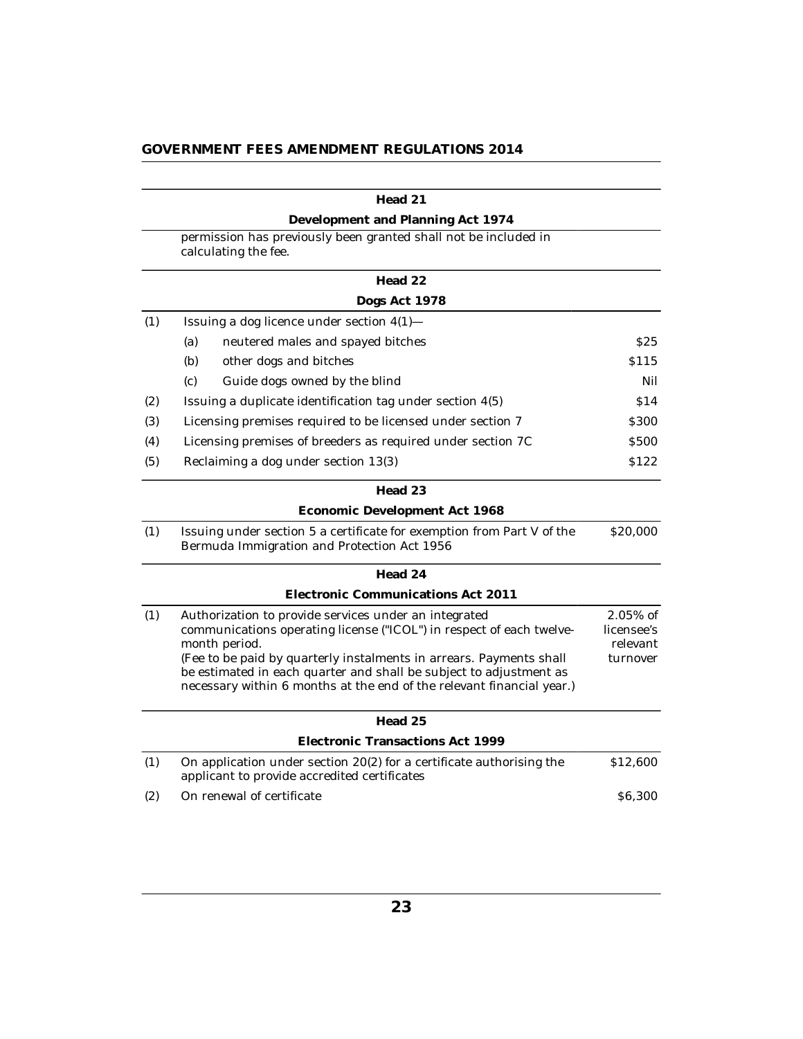| Head 21 | | |
|---|---|---|
| | **Development and Planning Act 1974** | |
| | permission has previously been granted shall not be included in calculating the fee. | |

| Head 22 | | |
|---|---|---|
| | **Dogs Act 1978** | |
| (1) | Issuing a dog licence under section 4(1)— | |
| | (a) neutered males and spayed bitches | $25 |
| | (b) other dogs and bitches | $115 |
| | (c) Guide dogs owned by the blind | Nil |
| (2) | Issuing a duplicate identification tag under section 4(5) | $14 |
| (3) | Licensing premises required to be licensed under section 7 | $300 |
| (4) | Licensing premises of breeders as required under section 7C | $500 |
| (5) | Reclaiming a dog under section 13(3) | $122 |

| Head 23 | | |
|---|---|---|
| | **Economic Development Act 1968** | |
| (1) | Issuing under section 5 a certificate for exemption from Part V of the Bermuda Immigration and Protection Act 1956 | $20,000 |

| Head 24 | | |
|---|---|---|
| | **Electronic Communications Act 2011** | |
| (1) | Authorization to provide services under an integrated communications operating license ("ICOL") in respect of each twelve-month period. (Fee to be paid by quarterly instalments in arrears. Payments shall be estimated in each quarter and shall be subject to adjustment as necessary within 6 months at the end of the relevant financial year.) | 2.05% of licensee's relevant turnover |

| Head 25 | | |
|---|---|---|
| | **Electronic Transactions Act 1999** | |
| (1) | On application under section 20(2) for a certificate authorising the applicant to provide accredited certificates | $12,600 |
| (2) | On renewal of certificate | $6,300 |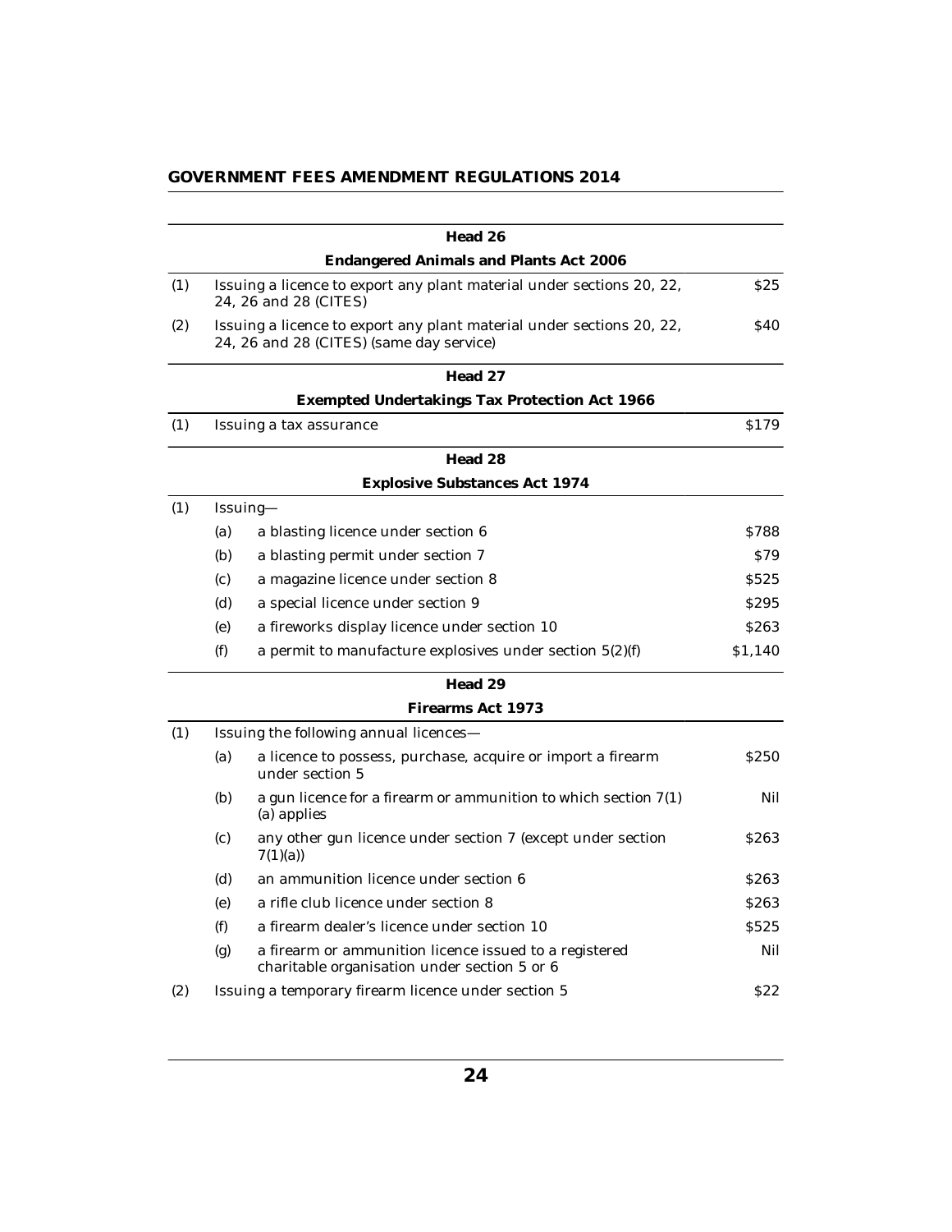| | | | |
|---|---|---|---|
| | | **Head 26** | |
| | | **Endangered Animals and Plants Act 2006** | |
| (1) | | Issuing a licence to export any plant material under sections 20, 22, 24, 26 and 28 (CITES) | $25 |
| (2) | | Issuing a licence to export any plant material under sections 20, 22, 24, 26 and 28 (CITES) (same day service) | $40 |
| | | **Head 27** | |
| | | **Exempted Undertakings Tax Protection Act 1966** | |
| (1) | | Issuing a tax assurance | $179 |
| | | **Head 28** | |
| | | **Explosive Substances Act 1974** | |
| (1) | | Issuing— | |
| | (a) | a blasting licence under section 6 | $788 |
| | (b) | a blasting permit under section 7 | $79 |
| | (c) | a magazine licence under section 8 | $525 |
| | (d) | a special licence under section 9 | $295 |
| | (e) | a fireworks display licence under section 10 | $263 |
| | (f) | a permit to manufacture explosives under section 5(2)(f) | $1,140 |
| | | **Head 29** | |
| | | **Firearms Act 1973** | |
| (1) | | Issuing the following annual licences— | |
| | (a) | a licence to possess, purchase, acquire or import a firearm under section 5 | $250 |
| | (b) | a gun licence for a firearm or ammunition to which section 7(1)(a) applies | Nil |
| | (c) | any other gun licence under section 7 (except under section 7(1)(a)) | $263 |
| | (d) | an ammunition licence under section 6 | $263 |
| | (e) | a rifle club licence under section 8 | $263 |
| | (f) | a firearm dealer's licence under section 10 | $525 |
| | (g) | a firearm or ammunition licence issued to a registered charitable organisation under section 5 or 6 | Nil |
| (2) | | Issuing a temporary firearm licence under section 5 | $22 |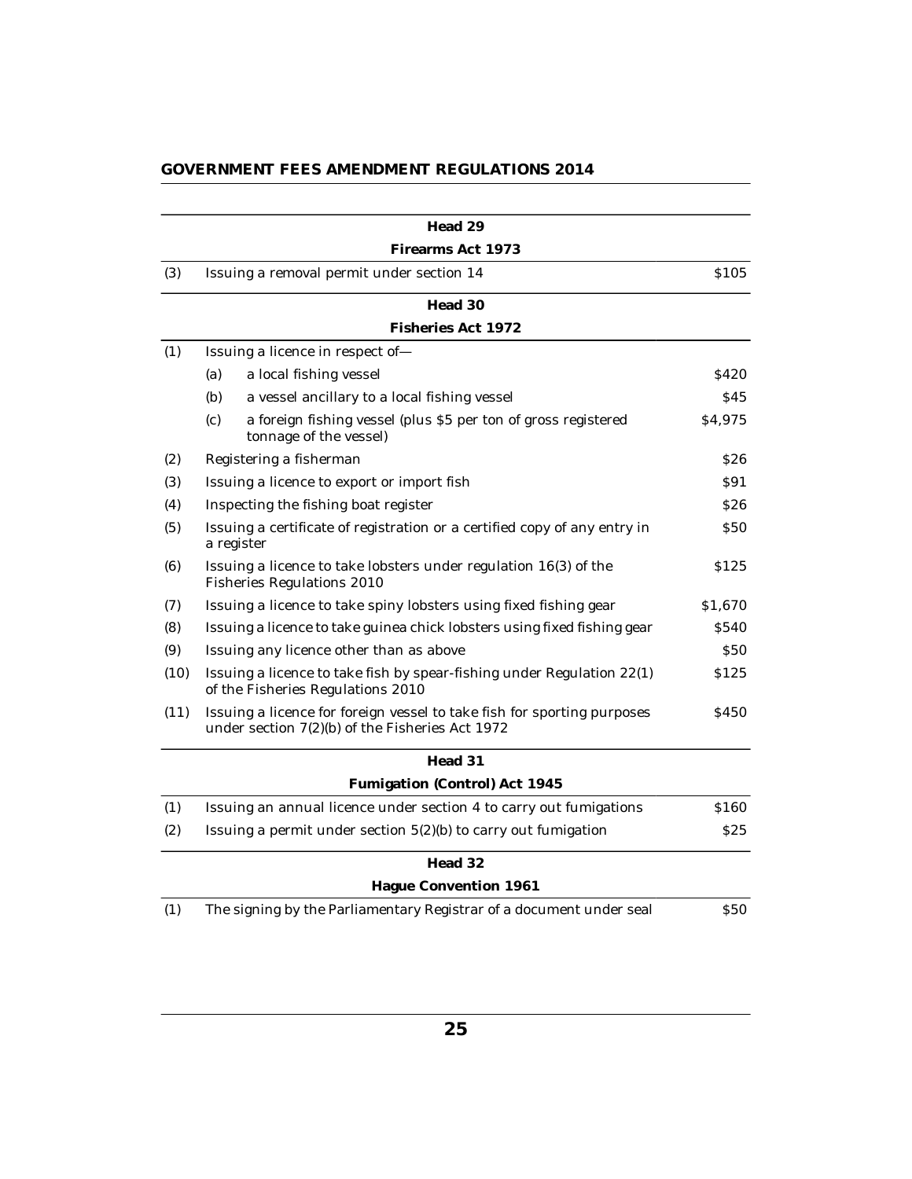| | | Head 29 | |
|---|---|---|---|
| | | **Firearms Act 1973** | |
| (3) | | Issuing a removal permit under section 14 | $105 |
| | | **Head 30** | |
| | | **Fisheries Act 1972** | |
| (1) | | Issuing a licence in respect of— | |
| | (a) | a local fishing vessel | $420 |
| | (b) | a vessel ancillary to a local fishing vessel | $45 |
| | (c) | a foreign fishing vessel (plus $5 per ton of gross registered tonnage of the vessel) | $4,975 |
| (2) | | Registering a fisherman | $26 |
| (3) | | Issuing a licence to export or import fish | $91 |
| (4) | | Inspecting the fishing boat register | $26 |
| (5) | | Issuing a certificate of registration or a certified copy of any entry in a register | $50 |
| (6) | | Issuing a licence to take lobsters under regulation 16(3) of the Fisheries Regulations 2010 | $125 |
| (7) | | Issuing a licence to take spiny lobsters using fixed fishing gear | $1,670 |
| (8) | | Issuing a licence to take guinea chick lobsters using fixed fishing gear | $540 |
| (9) | | Issuing any licence other than as above | $50 |
| (10) | | Issuing a licence to take fish by spear-fishing under Regulation 22(1) of the Fisheries Regulations 2010 | $125 |
| (11) | | Issuing a licence for foreign vessel to take fish for sporting purposes under section 7(2)(b) of the Fisheries Act 1972 | $450 |
| | | **Head 31** | |
| | | **Fumigation (Control) Act 1945** | |
| (1) | | Issuing an annual licence under section 4 to carry out fumigations | $160 |
| (2) | | Issuing a permit under section 5(2)(b) to carry out fumigation | $25 |
| | | **Head 32** | |
| | | **Hague Convention 1961** | |
| (1) | | The signing by the Parliamentary Registrar of a document under seal | $50 |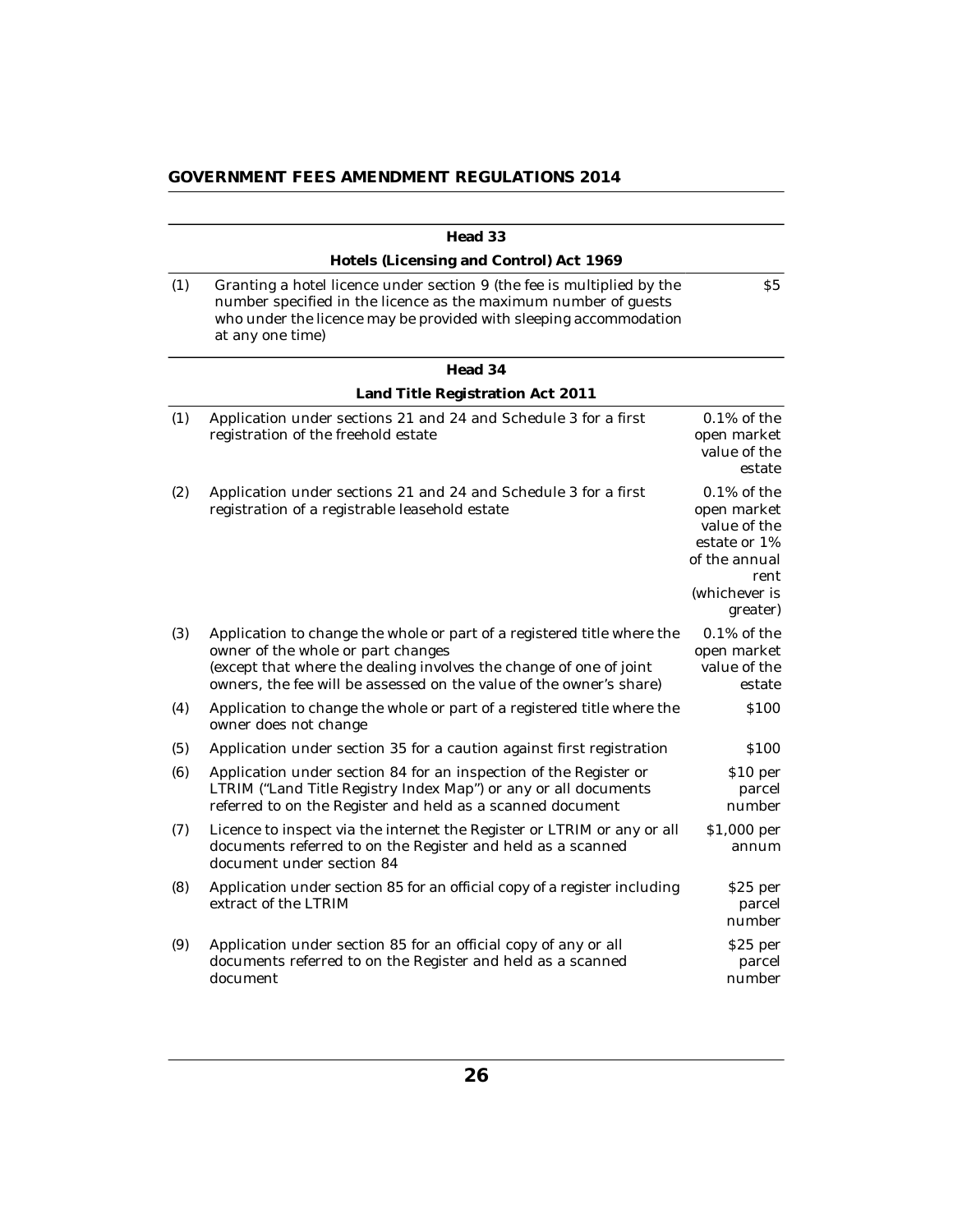| | Head 33 | |
|---|---|---|
| | **Hotels (Licensing and Control) Act 1969** | |
| (1) | Granting a hotel licence under section 9 (the fee is multiplied by the number specified in the licence as the maximum number of guests who under the licence may be provided with sleeping accommodation at any one time) | $5 |

| | Head 34 | |
|---|---|---|
| | **Land Title Registration Act 2011** | |
| (1) | Application under sections 21 and 24 and Schedule 3 for a first registration of the freehold estate | 0.1% of the open market value of the estate |
| (2) | Application under sections 21 and 24 and Schedule 3 for a first registration of a registrable leasehold estate | 0.1% of the open market value of the estate or 1% of the annual rent (whichever is greater) |
| (3) | Application to change the whole or part of a registered title where the owner of the whole or part changes (except that where the dealing involves the change of one of joint owners, the fee will be assessed on the value of the owner's share) | 0.1% of the open market value of the estate |
| (4) | Application to change the whole or part of a registered title where the owner does not change | $100 |
| (5) | Application under section 35 for a caution against first registration | $100 |
| (6) | Application under section 84 for an inspection of the Register or LTRIM ("Land Title Registry Index Map") or any or all documents referred to on the Register and held as a scanned document | $10 per parcel number |
| (7) | Licence to inspect via the internet the Register or LTRIM or any or all documents referred to on the Register and held as a scanned document under section 84 | $1,000 per annum |
| (8) | Application under section 85 for an official copy of a register including extract of the LTRIM | $25 per parcel number |
| (9) | Application under section 85 for an official copy of any or all documents referred to on the Register and held as a scanned document | $25 per parcel number |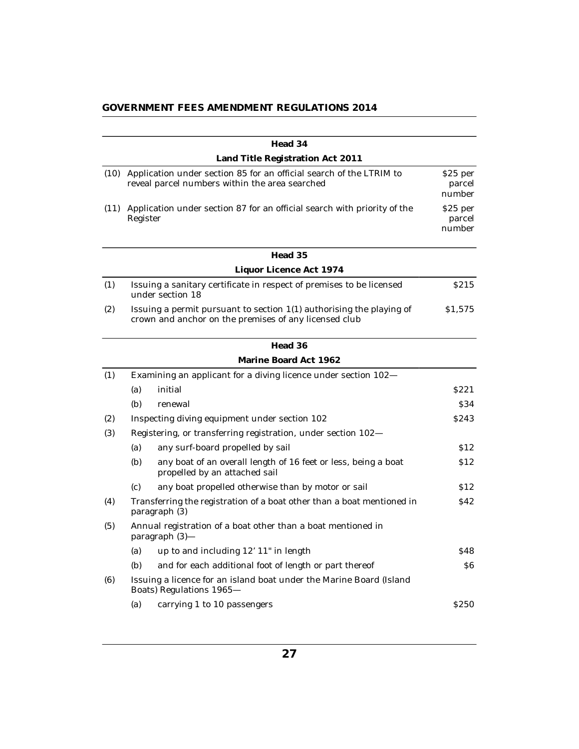**Head 34**

**Land Title Registration Act 2011**

| | | |
|---|---|---|
| (10) | Application under section 85 for an official search of the LTRIM to reveal parcel numbers within the area searched | $25 per parcel number |
| (11) | Application under section 87 for an official search with priority of the Register | $25 per parcel number |

**Head 35**

**Liquor Licence Act 1974**

| | | |
|---|---|---|
| (1) | Issuing a sanitary certificate in respect of premises to be licensed under section 18 | $215 |
| (2) | Issuing a permit pursuant to section 1(1) authorising the playing of crown and anchor on the premises of any licensed club | $1,575 |

**Head 36**

**Marine Board Act 1962**

| | | | |
|---|---|---|---|
| (1) | Examining an applicant for a diving licence under section 102— | | |
| | (a) | initial | $221 |
| | (b) | renewal | $34 |
| (2) | Inspecting diving equipment under section 102 | | $243 |
| (3) | Registering, or transferring registration, under section 102— | | |
| | (a) | any surf-board propelled by sail | $12 |
| | (b) | any boat of an overall length of 16 feet or less, being a boat propelled by an attached sail | $12 |
| | (c) | any boat propelled otherwise than by motor or sail | $12 |
| (4) | Transferring the registration of a boat other than a boat mentioned in paragraph (3) | | $42 |
| (5) | Annual registration of a boat other than a boat mentioned in paragraph (3)— | | |
| | (a) | up to and including 12' 11" in length | $48 |
| | (b) | and for each additional foot of length or part thereof | $6 |
| (6) | Issuing a licence for an island boat under the Marine Board (Island Boats) Regulations 1965— | | |
| | (a) | carrying 1 to 10 passengers | $250 |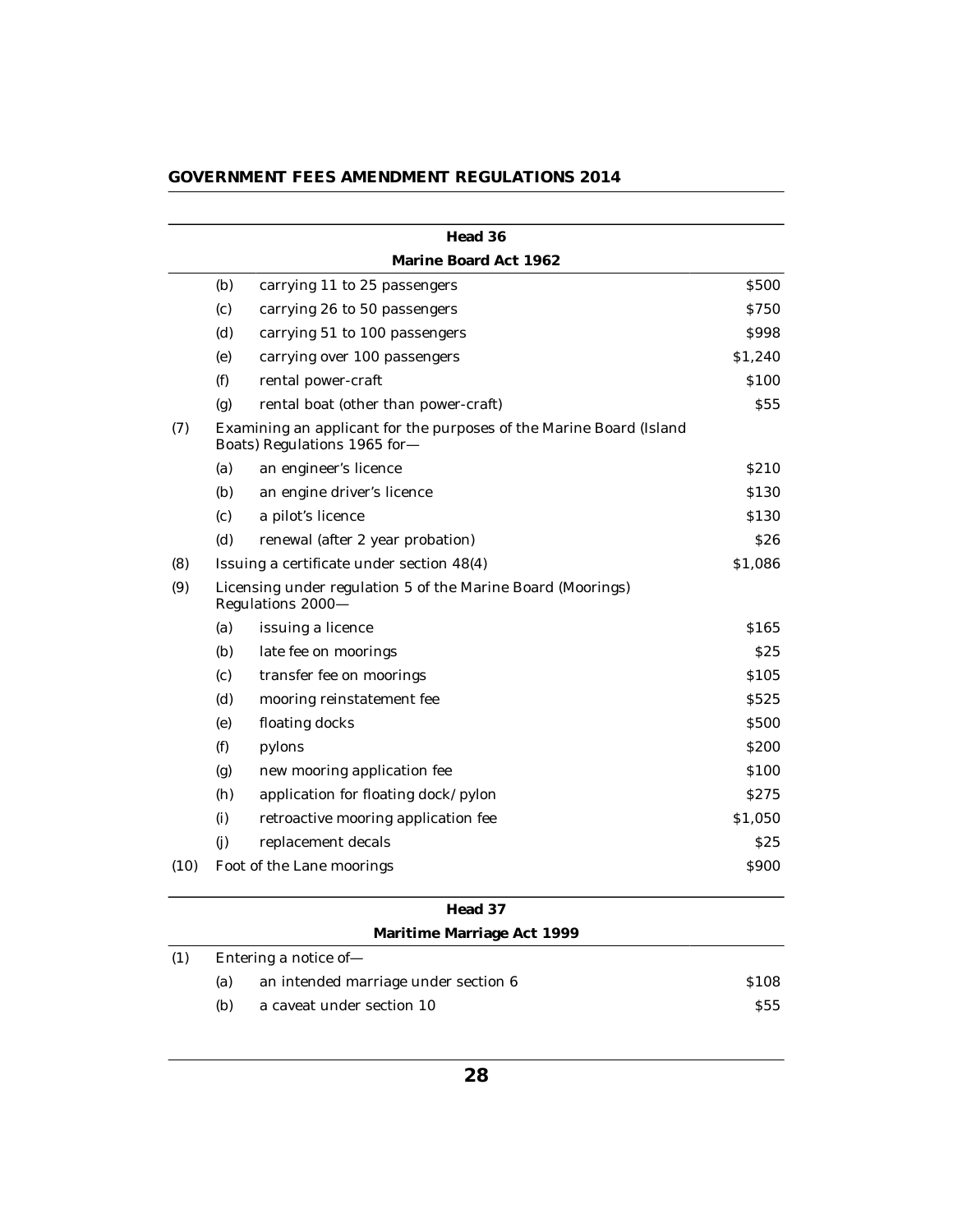| | | Head 36 | |
|---|---|---|---|
| | | **Marine Board Act 1962** | |
| | (b) | carrying 11 to 25 passengers | $500 |
| | (c) | carrying 26 to 50 passengers | $750 |
| | (d) | carrying 51 to 100 passengers | $998 |
| | (e) | carrying over 100 passengers | $1,240 |
| | (f) | rental power-craft | $100 |
| | (g) | rental boat (other than power-craft) | $55 |
| (7) | Examining an applicant for the purposes of the Marine Board (Island Boats) Regulations 1965 for— | | |
| | (a) | an engineer's licence | $210 |
| | (b) | an engine driver's licence | $130 |
| | (c) | a pilot's licence | $130 |
| | (d) | renewal (after 2 year probation) | $26 |
| (8) | Issuing a certificate under section 48(4) | | $1,086 |
| (9) | Licensing under regulation 5 of the Marine Board (Moorings) Regulations 2000— | | |
| | (a) | issuing a licence | $165 |
| | (b) | late fee on moorings | $25 |
| | (c) | transfer fee on moorings | $105 |
| | (d) | mooring reinstatement fee | $525 |
| | (e) | floating docks | $500 |
| | (f) | pylons | $200 |
| | (g) | new mooring application fee | $100 |
| | (h) | application for floating dock/pylon | $275 |
| | (i) | retroactive mooring application fee | $1,050 |
| | (j) | replacement decals | $25 |
| (10) | Foot of the Lane moorings | | $900 |

| | | Head 37 | |
|---|---|---|---|
| | | **Maritime Marriage Act 1999** | |
| (1) | Entering a notice of— | | |
| | (a) | an intended marriage under section 6 | $108 |
| | (b) | a caveat under section 10 | $55 |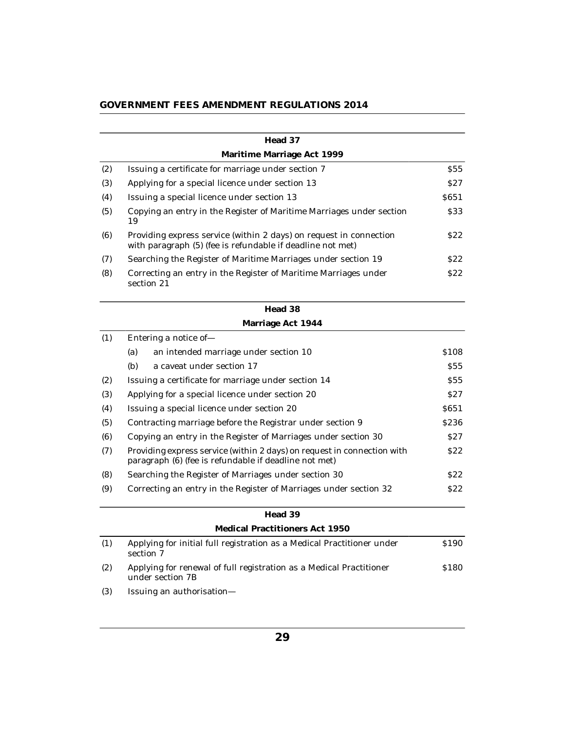| | Head 37 | |
|---|---|---|
| | **Maritime Marriage Act 1999** | |
| (2) | Issuing a certificate for marriage under section 7 | $55 |
| (3) | Applying for a special licence under section 13 | $27 |
| (4) | Issuing a special licence under section 13 | $651 |
| (5) | Copying an entry in the Register of Maritime Marriages under section 19 | $33 |
| (6) | Providing express service (within 2 days) on request in connection with paragraph (5) (fee is refundable if deadline not met) | $22 |
| (7) | Searching the Register of Maritime Marriages under section 19 | $22 |
| (8) | Correcting an entry in the Register of Maritime Marriages under section 21 | $22 |

| | Head 38 | |
|---|---|---|
| | **Marriage Act 1944** | |
| (1) | Entering a notice of— | |
| | (a) an intended marriage under section 10 | $108 |
| | (b) a caveat under section 17 | $55 |
| (2) | Issuing a certificate for marriage under section 14 | $55 |
| (3) | Applying for a special licence under section 20 | $27 |
| (4) | Issuing a special licence under section 20 | $651 |
| (5) | Contracting marriage before the Registrar under section 9 | $236 |
| (6) | Copying an entry in the Register of Marriages under section 30 | $27 |
| (7) | Providing express service (within 2 days) on request in connection with paragraph (6) (fee is refundable if deadline not met) | $22 |
| (8) | Searching the Register of Marriages under section 30 | $22 |
| (9) | Correcting an entry in the Register of Marriages under section 32 | $22 |

| | Head 39 | |
|---|---|---|
| | **Medical Practitioners Act 1950** | |
| (1) | Applying for initial full registration as a Medical Practitioner under section 7 | $190 |
| (2) | Applying for renewal of full registration as a Medical Practitioner under section 7B | $180 |
| (3) | Issuing an authorisation— | |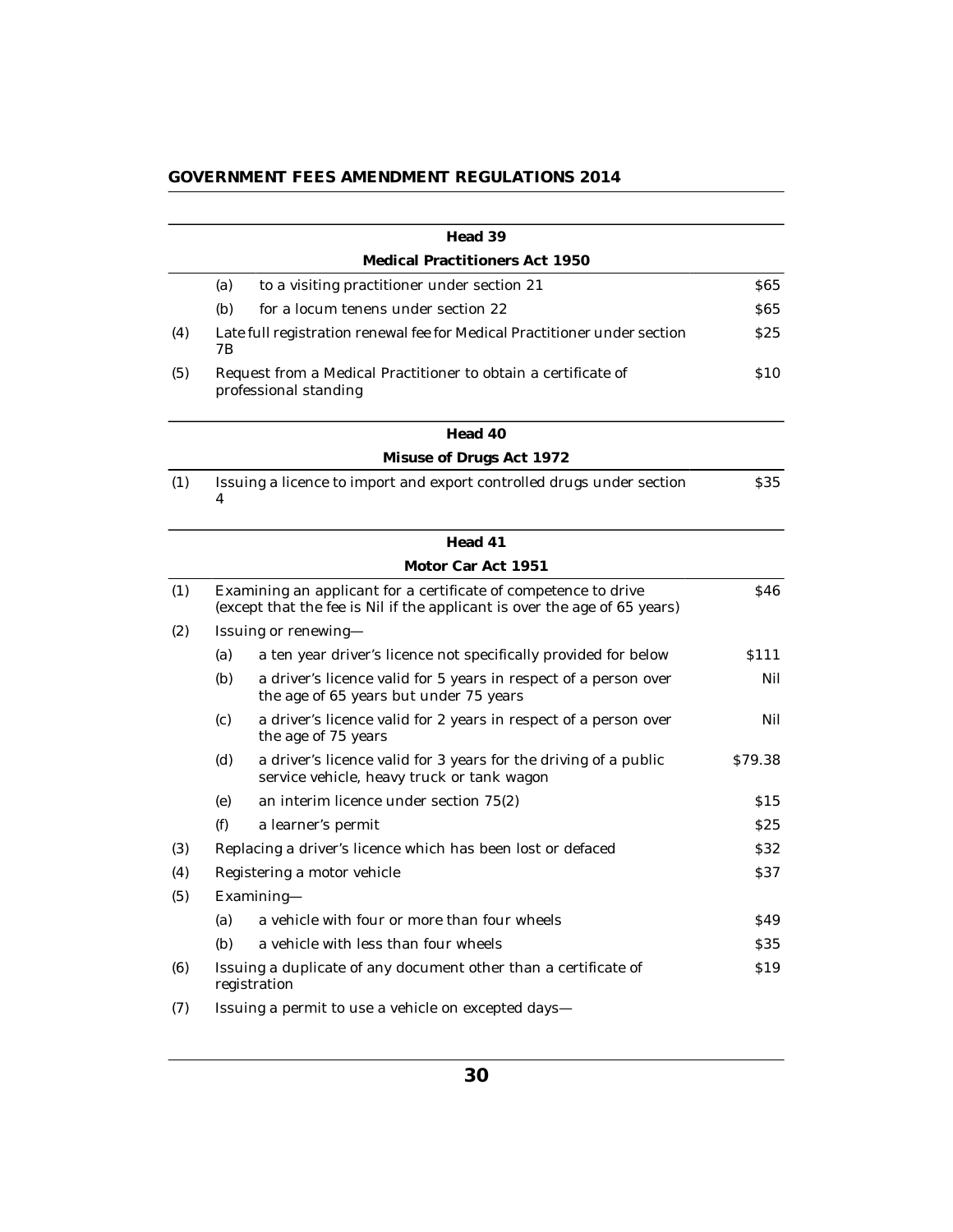| | | | |
|---|---|---|---|
| | | **Head 39** | |
| | | **Medical Practitioners Act 1950** | |
| | (a) | to a visiting practitioner under section 21 | $65 |
| | (b) | for a locum tenens under section 22 | $65 |
| (4) | | Late full registration renewal fee for Medical Practitioner under section 7B | $25 |
| (5) | | Request from a Medical Practitioner to obtain a certificate of professional standing | $10 |
| | | **Head 40** | |
| | | **Misuse of Drugs Act 1972** | |
| (1) | | Issuing a licence to import and export controlled drugs under section 4 | $35 |
| | | **Head 41** | |
| | | **Motor Car Act 1951** | |
| (1) | | Examining an applicant for a certificate of competence to drive (except that the fee is Nil if the applicant is over the age of 65 years) | $46 |
| (2) | | Issuing or renewing— | |
| | (a) | a ten year driver's licence not specifically provided for below | $111 |
| | (b) | a driver's licence valid for 5 years in respect of a person over the age of 65 years but under 75 years | Nil |
| | (c) | a driver's licence valid for 2 years in respect of a person over the age of 75 years | Nil |
| | (d) | a driver's licence valid for 3 years for the driving of a public service vehicle, heavy truck or tank wagon | $79.38 |
| | (e) | an interim licence under section 75(2) | $15 |
| | (f) | a learner's permit | $25 |
| (3) | | Replacing a driver's licence which has been lost or defaced | $32 |
| (4) | | Registering a motor vehicle | $37 |
| (5) | | Examining— | |
| | (a) | a vehicle with four or more than four wheels | $49 |
| | (b) | a vehicle with less than four wheels | $35 |
| (6) | | Issuing a duplicate of any document other than a certificate of registration | $19 |
| (7) | | Issuing a permit to use a vehicle on excepted days— | |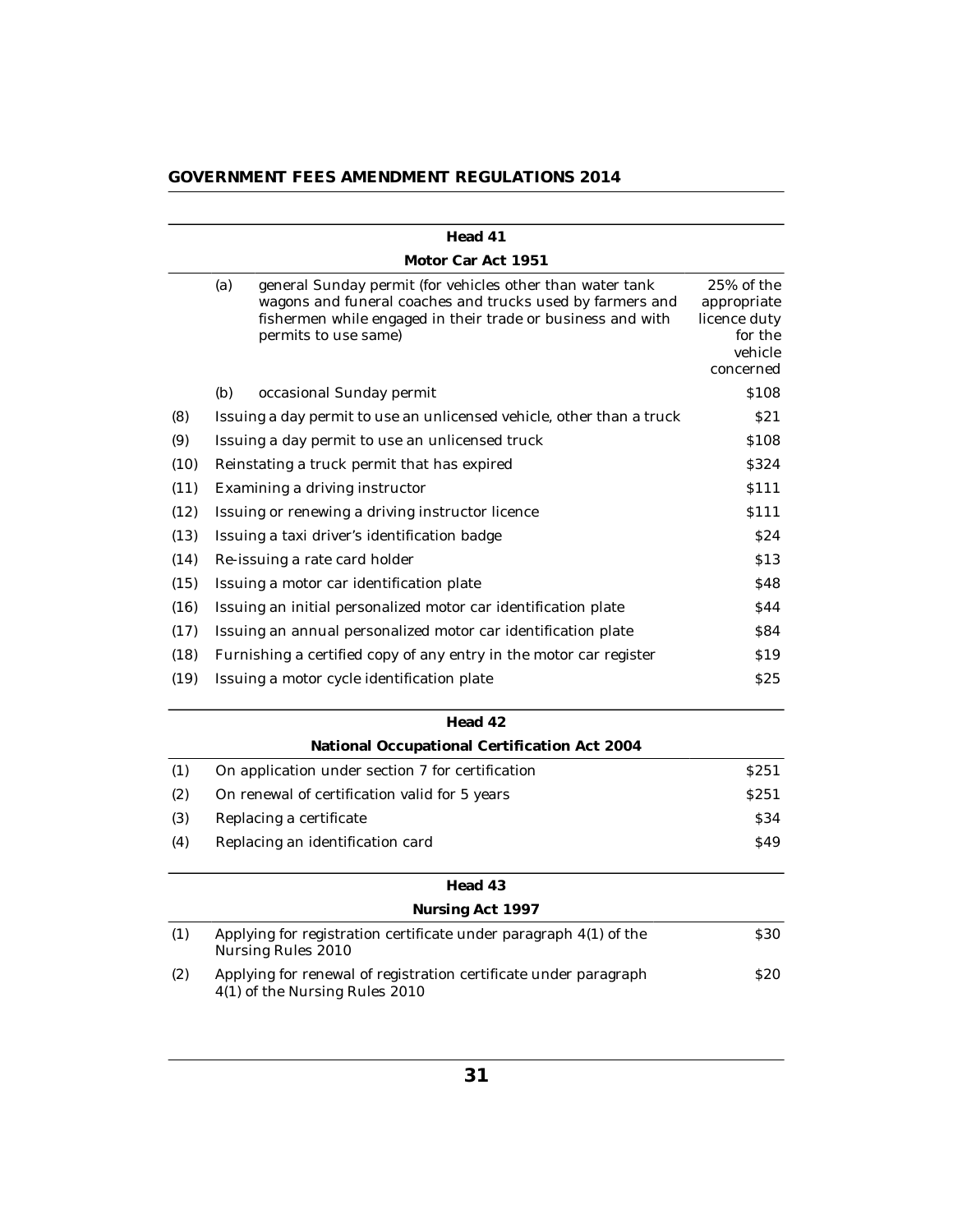| | | Head 41 | |
|---|---|---|---|
| | | **Motor Car Act 1951** | |
| | (a) | general Sunday permit (for vehicles other than water tank wagons and funeral coaches and trucks used by farmers and fishermen while engaged in their trade or business and with permits to use same) | 25% of the appropriate licence duty for the vehicle concerned |
| | (b) | occasional Sunday permit | $108 |
| (8) | | Issuing a day permit to use an unlicensed vehicle, other than a truck | $21 |
| (9) | | Issuing a day permit to use an unlicensed truck | $108 |
| (10) | | Reinstating a truck permit that has expired | $324 |
| (11) | | Examining a driving instructor | $111 |
| (12) | | Issuing or renewing a driving instructor licence | $111 |
| (13) | | Issuing a taxi driver's identification badge | $24 |
| (14) | | Re-issuing a rate card holder | $13 |
| (15) | | Issuing a motor car identification plate | $48 |
| (16) | | Issuing an initial personalized motor car identification plate | $44 |
| (17) | | Issuing an annual personalized motor car identification plate | $84 |
| (18) | | Furnishing a certified copy of any entry in the motor car register | $19 |
| (19) | | Issuing a motor cycle identification plate | $25 |

| | Head 42 | |
|---|---|---|
| | **National Occupational Certification Act 2004** | |
| (1) | On application under section 7 for certification | $251 |
| (2) | On renewal of certification valid for 5 years | $251 |
| (3) | Replacing a certificate | $34 |
| (4) | Replacing an identification card | $49 |

| | Head 43 | |
|---|---|---|
| | **Nursing Act 1997** | |
| (1) | Applying for registration certificate under paragraph 4(1) of the Nursing Rules 2010 | $30 |
| (2) | Applying for renewal of registration certificate under paragraph 4(1) of the Nursing Rules 2010 | $20 |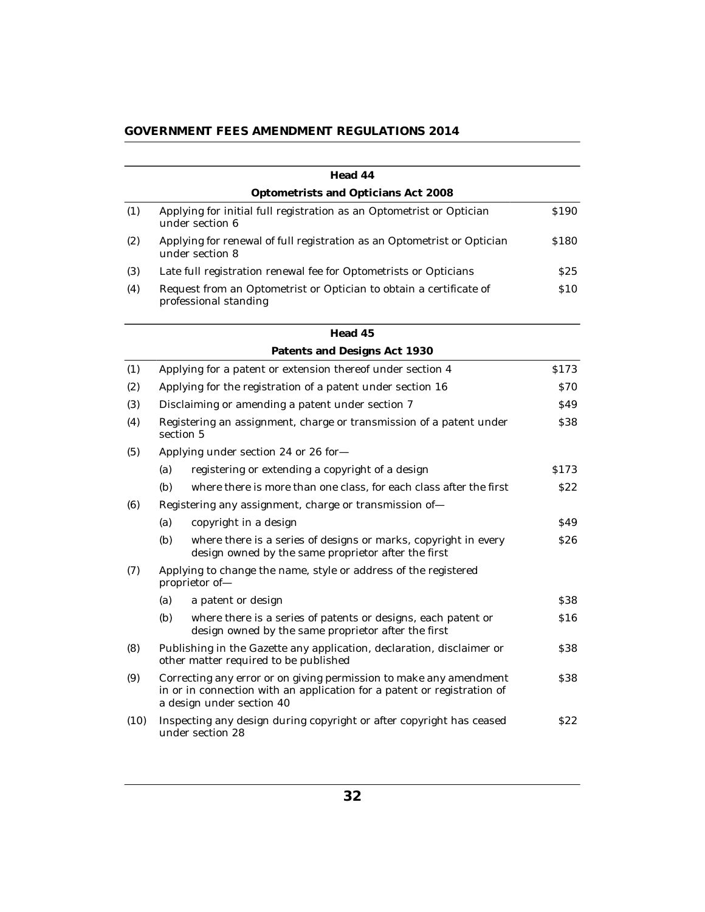| | Head 44 | |
|---|---|---|
| | **Optometrists and Opticians Act 2008** | |
| (1) | Applying for initial full registration as an Optometrist or Optician under section 6 | $190 |
| (2) | Applying for renewal of full registration as an Optometrist or Optician under section 8 | $180 |
| (3) | Late full registration renewal fee for Optometrists or Opticians | $25 |
| (4) | Request from an Optometrist or Optician to obtain a certificate of professional standing | $10 |

| | Head 45 | |
|---|---|---|
| | **Patents and Designs Act 1930** | |
| (1) | Applying for a patent or extension thereof under section 4 | $173 |
| (2) | Applying for the registration of a patent under section 16 | $70 |
| (3) | Disclaiming or amending a patent under section 7 | $49 |
| (4) | Registering an assignment, charge or transmission of a patent under section 5 | $38 |
| (5) | Applying under section 24 or 26 for— | |
| | (a) registering or extending a copyright of a design | $173 |
| | (b) where there is more than one class, for each class after the first | $22 |
| (6) | Registering any assignment, charge or transmission of— | |
| | (a) copyright in a design | $49 |
| | (b) where there is a series of designs or marks, copyright in every design owned by the same proprietor after the first | $26 |
| (7) | Applying to change the name, style or address of the registered proprietor of— | |
| | (a) a patent or design | $38 |
| | (b) where there is a series of patents or designs, each patent or design owned by the same proprietor after the first | $16 |
| (8) | Publishing in the Gazette any application, declaration, disclaimer or other matter required to be published | $38 |
| (9) | Correcting any error or on giving permission to make any amendment in or in connection with an application for a patent or registration of a design under section 40 | $38 |
| (10) | Inspecting any design during copyright or after copyright has ceased under section 28 | $22 |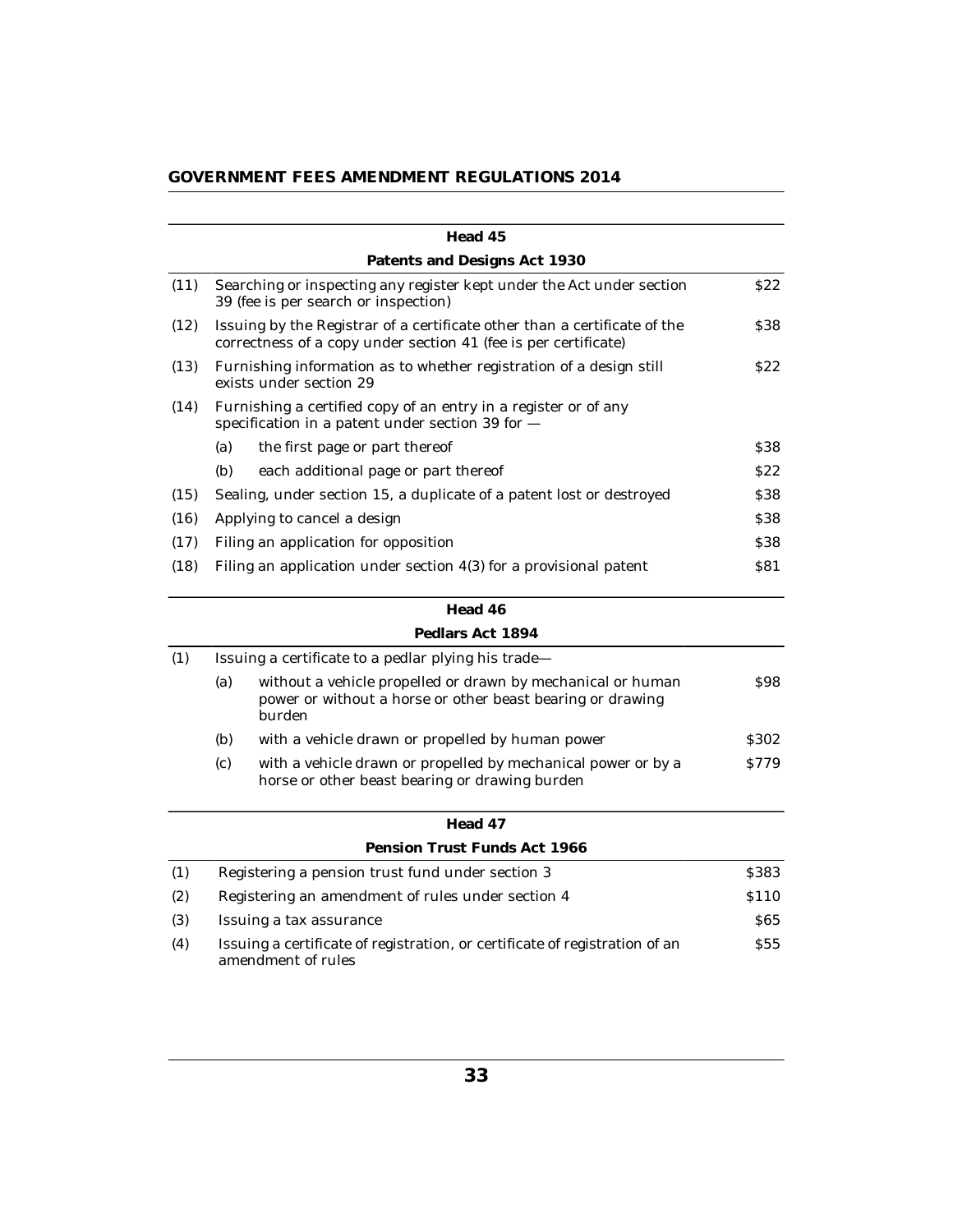| | | Head 45 | |
|---|---|---|---|
| | | **Patents and Designs Act 1930** | |
| (11) | | Searching or inspecting any register kept under the Act under section 39 (fee is per search or inspection) | $22 |
| (12) | | Issuing by the Registrar of a certificate other than a certificate of the correctness of a copy under section 41 (fee is per certificate) | $38 |
| (13) | | Furnishing information as to whether registration of a design still exists under section 29 | $22 |
| (14) | | Furnishing a certified copy of an entry in a register or of any specification in a patent under section 39 for — | |
| | (a) | the first page or part thereof | $38 |
| | (b) | each additional page or part thereof | $22 |
| (15) | | Sealing, under section 15, a duplicate of a patent lost or destroyed | $38 |
| (16) | | Applying to cancel a design | $38 |
| (17) | | Filing an application for opposition | $38 |
| (18) | | Filing an application under section 4(3) for a provisional patent | $81 |

| | | Head 46 | |
|---|---|---|---|
| | | **Pedlars Act 1894** | |
| (1) | | Issuing a certificate to a pedlar plying his trade— | |
| | (a) | without a vehicle propelled or drawn by mechanical or human power or without a horse or other beast bearing or drawing burden | $98 |
| | (b) | with a vehicle drawn or propelled by human power | $302 |
| | (c) | with a vehicle drawn or propelled by mechanical power or by a horse or other beast bearing or drawing burden | $779 |

| | Head 47 | |
|---|---|---|
| | **Pension Trust Funds Act 1966** | |
| (1) | Registering a pension trust fund under section 3 | $383 |
| (2) | Registering an amendment of rules under section 4 | $110 |
| (3) | Issuing a tax assurance | $65 |
| (4) | Issuing a certificate of registration, or certificate of registration of an amendment of rules | $55 |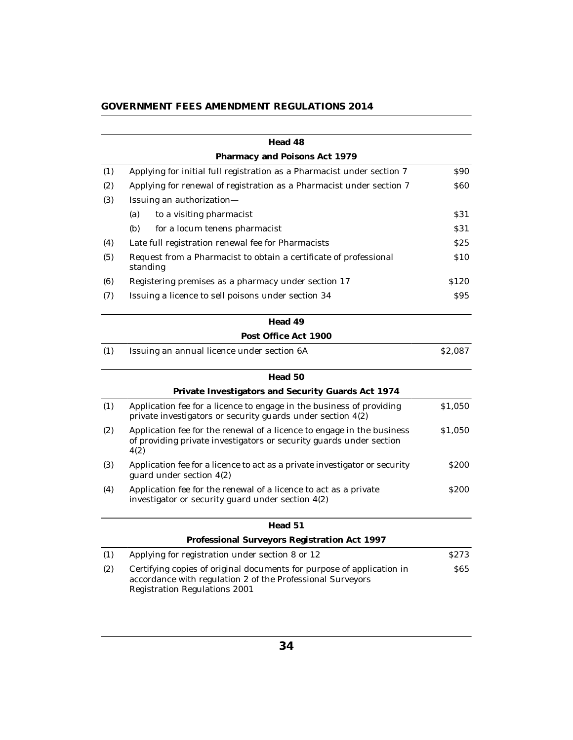| | Head 48 | |
|---|---|---|
| | **Pharmacy and Poisons Act 1979** | |
| (1) | Applying for initial full registration as a Pharmacist under section 7 | $90 |
| (2) | Applying for renewal of registration as a Pharmacist under section 7 | $60 |
| (3) | Issuing an authorization— | |
| | (a) to a visiting pharmacist | $31 |
| | (b) for a locum tenens pharmacist | $31 |
| (4) | Late full registration renewal fee for Pharmacists | $25 |
| (5) | Request from a Pharmacist to obtain a certificate of professional standing | $10 |
| (6) | Registering premises as a pharmacy under section 17 | $120 |
| (7) | Issuing a licence to sell poisons under section 34 | $95 |

| | Head 49 | |
|---|---|---|
| | **Post Office Act 1900** | |
| (1) | Issuing an annual licence under section 6A | $2,087 |

| | Head 50 | |
|---|---|---|
| | **Private Investigators and Security Guards Act 1974** | |
| (1) | Application fee for a licence to engage in the business of providing private investigators or security guards under section 4(2) | $1,050 |
| (2) | Application fee for the renewal of a licence to engage in the business of providing private investigators or security guards under section 4(2) | $1,050 |
| (3) | Application fee for a licence to act as a private investigator or security guard under section 4(2) | $200 |
| (4) | Application fee for the renewal of a licence to act as a private investigator or security guard under section 4(2) | $200 |

| | Head 51 | |
|---|---|---|
| | **Professional Surveyors Registration Act 1997** | |
| (1) | Applying for registration under section 8 or 12 | $273 |
| (2) | Certifying copies of original documents for purpose of application in accordance with regulation 2 of the Professional Surveyors Registration Regulations 2001 | $65 |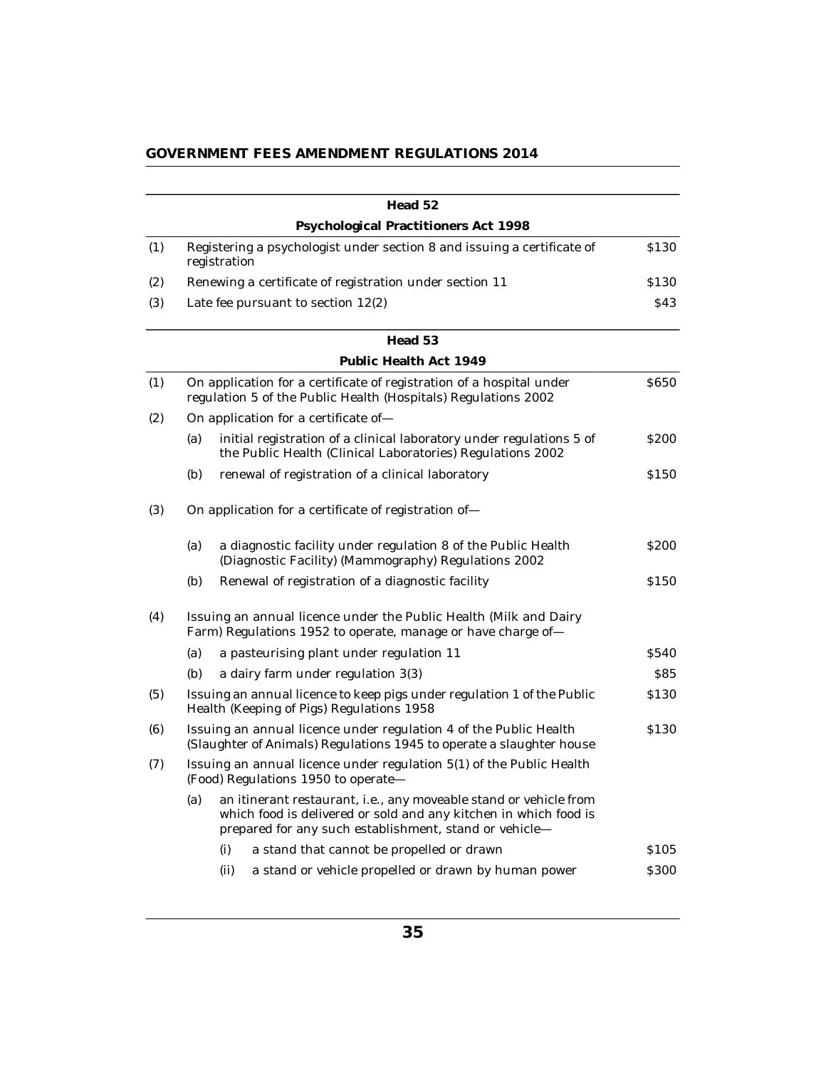| | Head 52 | |
|---|---|---|
| | **Psychological Practitioners Act 1998** | |
| (1) | Registering a psychologist under section 8 and issuing a certificate of registration | $130 |
| (2) | Renewing a certificate of registration under section 11 | $130 |
| (3) | Late fee pursuant to section 12(2) | $43 |

| | Head 53 | |
|---|---|---|
| | **Public Health Act 1949** | |
| (1) | On application for a certificate of registration of a hospital under regulation 5 of the Public Health (Hospitals) Regulations 2002 | $650 |
| (2) | On application for a certificate of— | |
| | (a) initial registration of a clinical laboratory under regulations 5 of the Public Health (Clinical Laboratories) Regulations 2002 | $200 |
| | (b) renewal of registration of a clinical laboratory | $150 |
| (3) | On application for a certificate of registration of— | |
| | (a) a diagnostic facility under regulation 8 of the Public Health (Diagnostic Facility) (Mammography) Regulations 2002 | $200 |
| | (b) Renewal of registration of a diagnostic facility | $150 |
| (4) | Issuing an annual licence under the Public Health (Milk and Dairy Farm) Regulations 1952 to operate, manage or have charge of— | |
| | (a) a pasteurising plant under regulation 11 | $540 |
| | (b) a dairy farm under regulation 3(3) | $85 |
| (5) | Issuing an annual licence to keep pigs under regulation 1 of the Public Health (Keeping of Pigs) Regulations 1958 | $130 |
| (6) | Issuing an annual licence under regulation 4 of the Public Health (Slaughter of Animals) Regulations 1945 to operate a slaughter house | $130 |
| (7) | Issuing an annual licence under regulation 5(1) of the Public Health (Food) Regulations 1950 to operate— | |
| | (a) an itinerant restaurant, i.e., any moveable stand or vehicle from which food is delivered or sold and any kitchen in which food is prepared for any such establishment, stand or vehicle— | |
| | (i) a stand that cannot be propelled or drawn | $105 |
| | (ii) a stand or vehicle propelled or drawn by human power | $300 |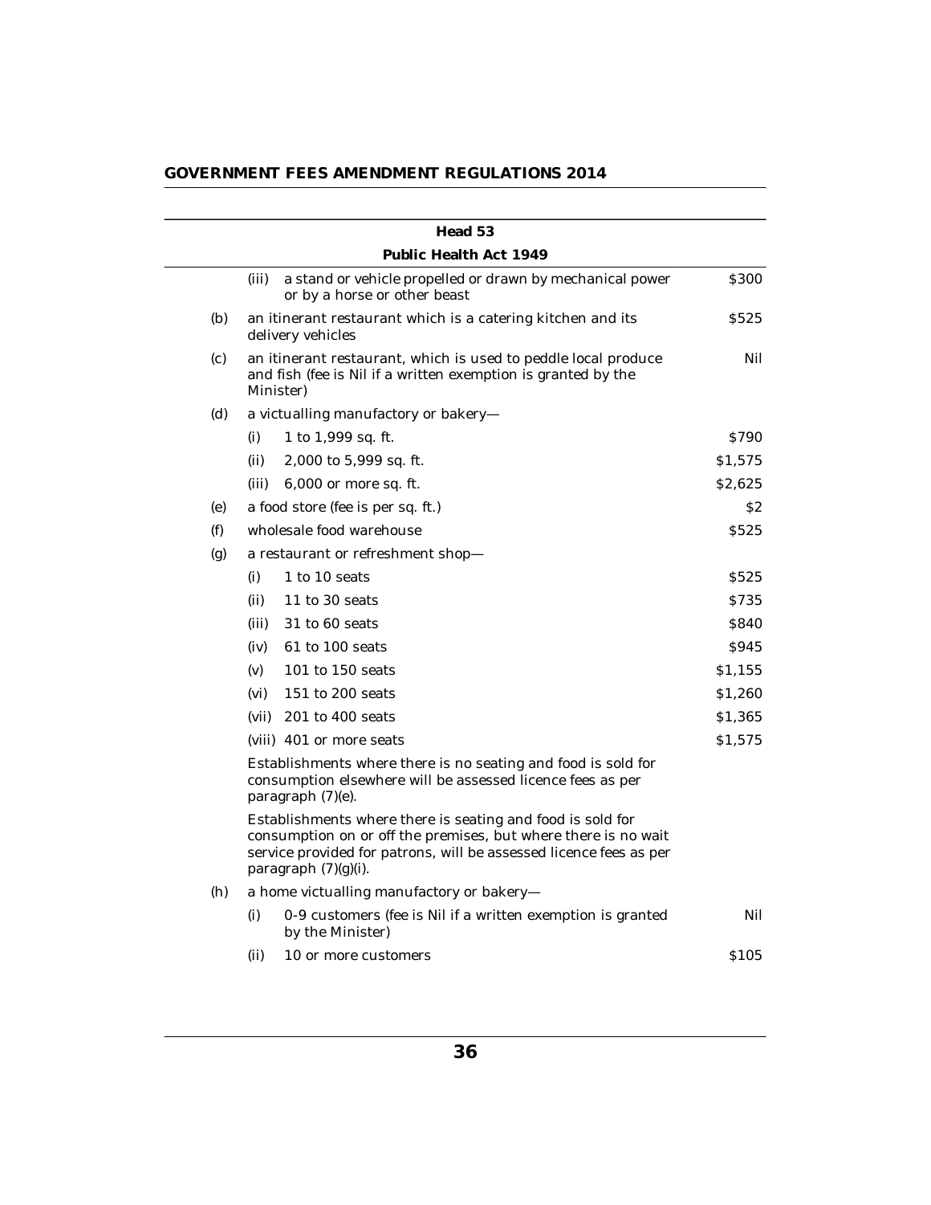| | | Head 53<br>Public Health Act 1949 | |
|---|---|---|---|
| | (iii) | a stand or vehicle propelled or drawn by mechanical power or by a horse or other beast | $300 |
| (b) | | an itinerant restaurant which is a catering kitchen and its delivery vehicles | $525 |
| (c) | | an itinerant restaurant, which is used to peddle local produce and fish (fee is Nil if a written exemption is granted by the Minister) | Nil |
| (d) | | a victualling manufactory or bakery— | |
| | (i) | 1 to 1,999 sq. ft. | $790 |
| | (ii) | 2,000 to 5,999 sq. ft. | $1,575 |
| | (iii) | 6,000 or more sq. ft. | $2,625 |
| (e) | | a food store (fee is per sq. ft.) | $2 |
| (f) | | wholesale food warehouse | $525 |
| (g) | | a restaurant or refreshment shop— | |
| | (i) | 1 to 10 seats | $525 |
| | (ii) | 11 to 30 seats | $735 |
| | (iii) | 31 to 60 seats | $840 |
| | (iv) | 61 to 100 seats | $945 |
| | (v) | 101 to 150 seats | $1,155 |
| | (vi) | 151 to 200 seats | $1,260 |
| | (vii) | 201 to 400 seats | $1,365 |
| | (viii) | 401 or more seats | $1,575 |
| | | Establishments where there is no seating and food is sold for consumption elsewhere will be assessed licence fees as per paragraph (7)(e). | |
| | | Establishments where there is seating and food is sold for consumption on or off the premises, but where there is no wait service provided for patrons, will be assessed licence fees as per paragraph (7)(g)(i). | |
| (h) | | a home victualling manufactory or bakery— | |
| | (i) | 0-9 customers (fee is Nil if a written exemption is granted by the Minister) | Nil |
| | (ii) | 10 or more customers | $105 |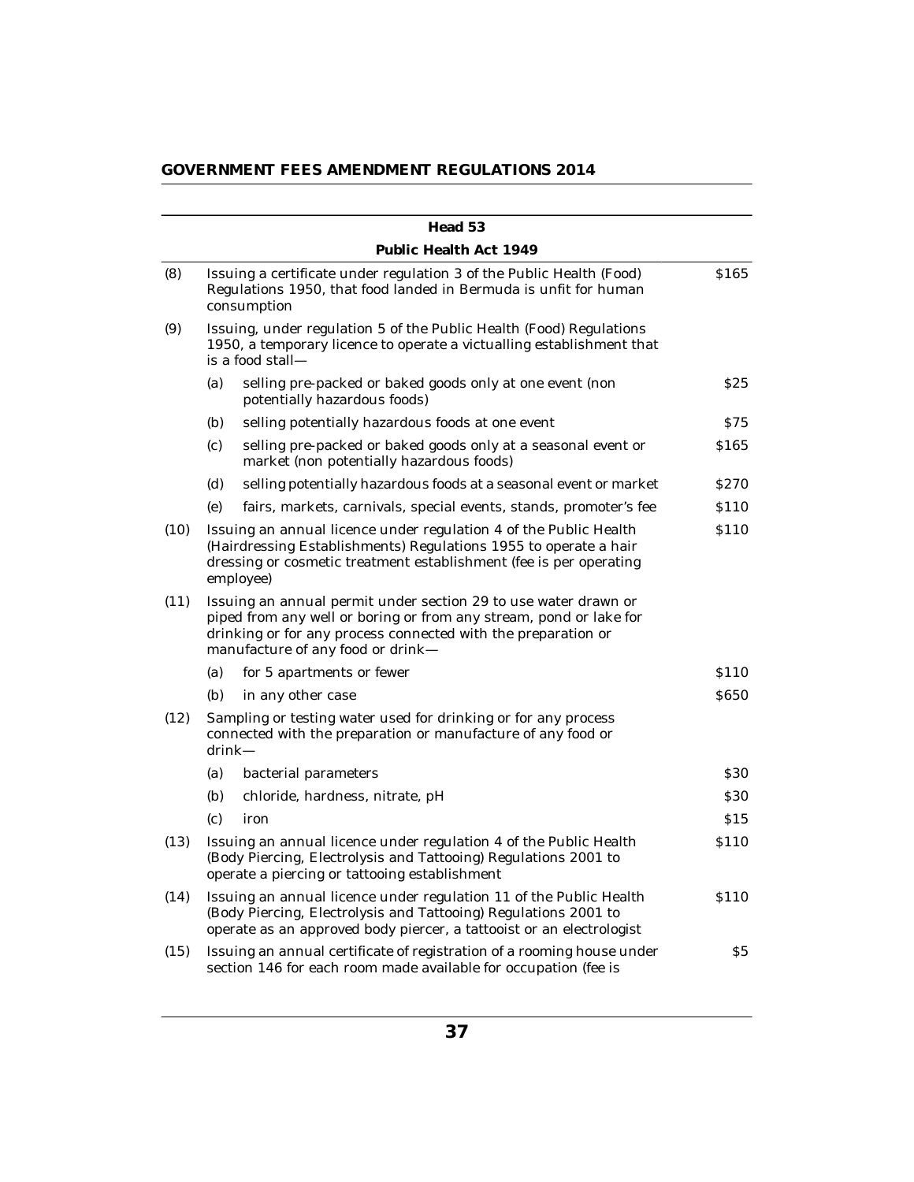| Head 53 | | | |
|---|---|---|---|
| Public Health Act 1949 | | | |
| (8) | Issuing a certificate under regulation 3 of the Public Health (Food) Regulations 1950, that food landed in Bermuda is unfit for human consumption | | $165 |
| (9) | Issuing, under regulation 5 of the Public Health (Food) Regulations 1950, a temporary licence to operate a victualling establishment that is a food stall— | | |
| | (a) | selling pre-packed or baked goods only at one event (non potentially hazardous foods) | $25 |
| | (b) | selling potentially hazardous foods at one event | $75 |
| | (c) | selling pre-packed or baked goods only at a seasonal event or market (non potentially hazardous foods) | $165 |
| | (d) | selling potentially hazardous foods at a seasonal event or market | $270 |
| | (e) | fairs, markets, carnivals, special events, stands, promoter's fee | $110 |
| (10) | Issuing an annual licence under regulation 4 of the Public Health (Hairdressing Establishments) Regulations 1955 to operate a hair dressing or cosmetic treatment establishment (fee is per operating employee) | | $110 |
| (11) | Issuing an annual permit under section 29 to use water drawn or piped from any well or boring or from any stream, pond or lake for drinking or for any process connected with the preparation or manufacture of any food or drink— | | |
| | (a) | for 5 apartments or fewer | $110 |
| | (b) | in any other case | $650 |
| (12) | Sampling or testing water used for drinking or for any process connected with the preparation or manufacture of any food or drink— | | |
| | (a) | bacterial parameters | $30 |
| | (b) | chloride, hardness, nitrate, pH | $30 |
| | (c) | iron | $15 |
| (13) | Issuing an annual licence under regulation 4 of the Public Health (Body Piercing, Electrolysis and Tattooing) Regulations 2001 to operate a piercing or tattooing establishment | | $110 |
| (14) | Issuing an annual licence under regulation 11 of the Public Health (Body Piercing, Electrolysis and Tattooing) Regulations 2001 to operate as an approved body piercer, a tattooist or an electrologist | | $110 |
| (15) | Issuing an annual certificate of registration of a rooming house under section 146 for each room made available for occupation (fee is | | $5 |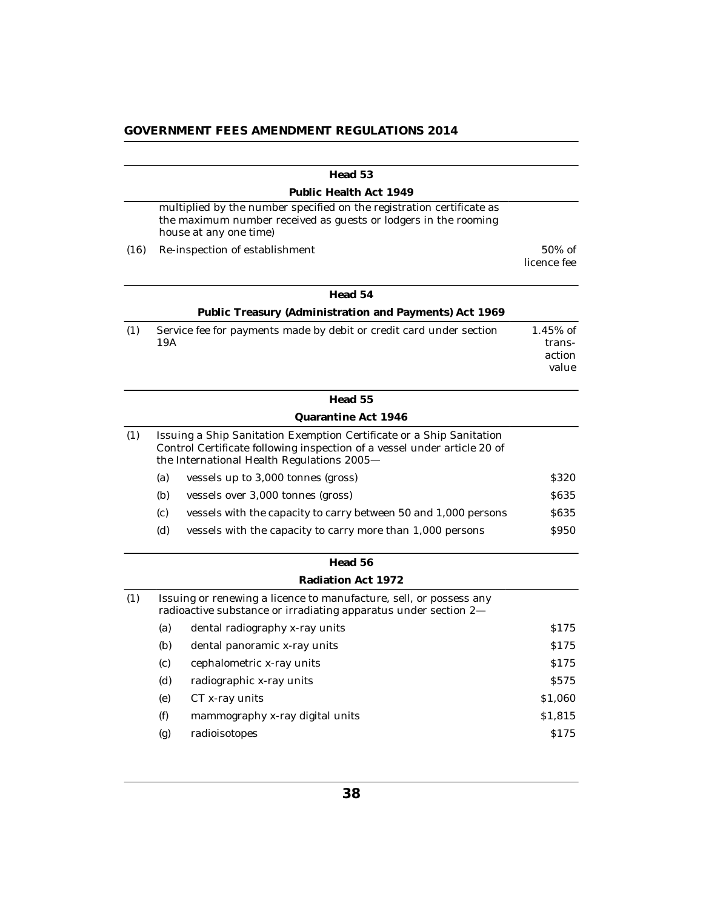## Head 53

### Public Health Act 1949

multiplied by the number specified on the registration certificate as the maximum number received as guests or lodgers in the rooming house at any one time)

| | | |
|---|---|---|
| (16) | Re-inspection of establishment | 50% of licence fee |

## Head 54

### Public Treasury (Administration and Payments) Act 1969

| | | |
|---|---|---|
| (1) | Service fee for payments made by debit or credit card under section 19A | 1.45% of transaction value |

## Head 55

### Quarantine Act 1946

(1) Issuing a Ship Sanitation Exemption Certificate or a Ship Sanitation Control Certificate following inspection of a vessel under article 20 of the International Health Regulations 2005—

| | | |
|---|---|---|
| (a) | vessels up to 3,000 tonnes (gross) | $320 |
| (b) | vessels over 3,000 tonnes (gross) | $635 |
| (c) | vessels with the capacity to carry between 50 and 1,000 persons | $635 |
| (d) | vessels with the capacity to carry more than 1,000 persons | $950 |

## Head 56

### Radiation Act 1972

(1) Issuing or renewing a licence to manufacture, sell, or possess any radioactive substance or irradiating apparatus under section 2—

| | | |
|---|---|---|
| (a) | dental radiography x-ray units | $175 |
| (b) | dental panoramic x-ray units | $175 |
| (c) | cephalometric x-ray units | $175 |
| (d) | radiographic x-ray units | $575 |
| (e) | CT x-ray units | $1,060 |
| (f) | mammography x-ray digital units | $1,815 |
| (g) | radioisotopes | $175 |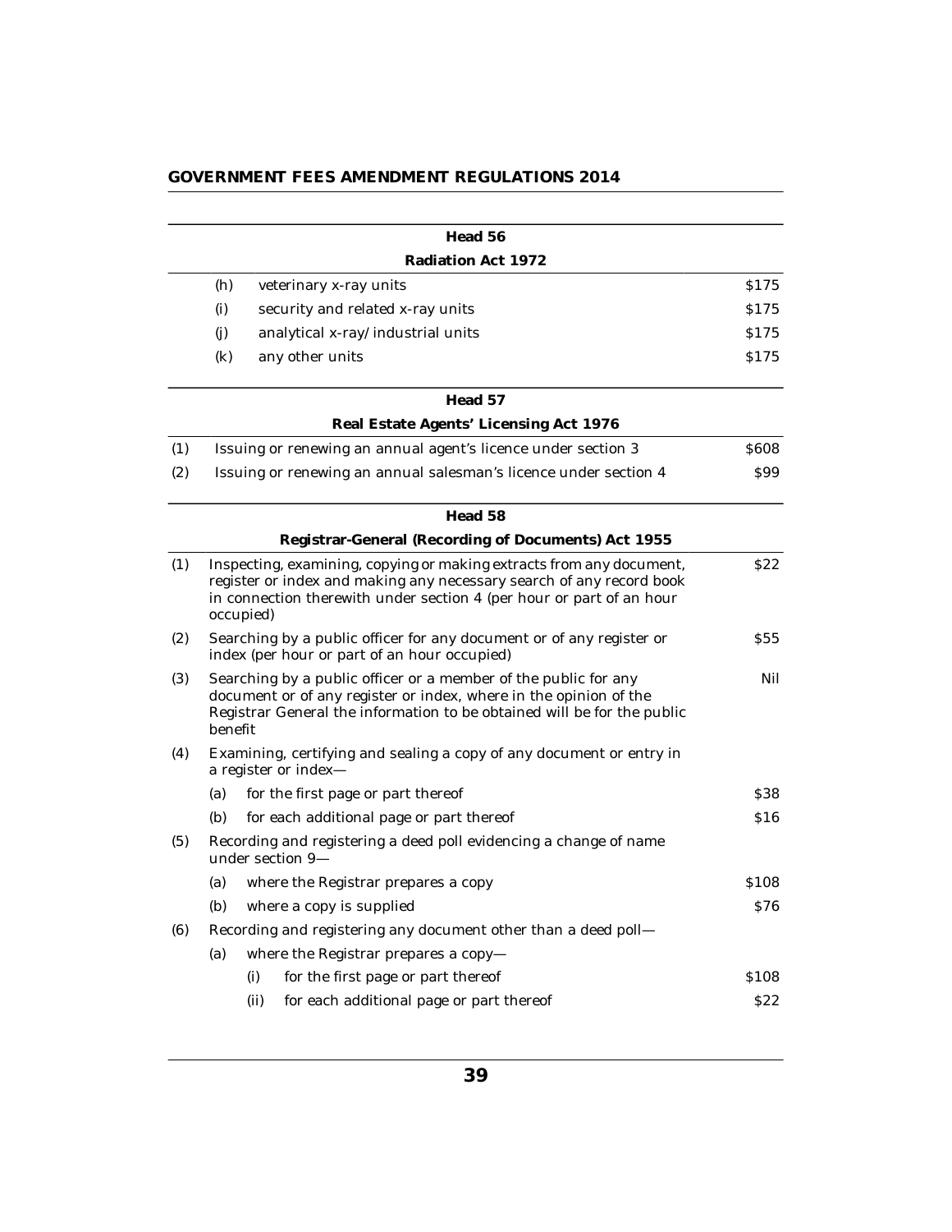| Head 56 | | |
|---|---|---|
| **Radiation Act 1972** | | |
| (h) | veterinary x-ray units | $175 |
| (i) | security and related x-ray units | $175 |
| (j) | analytical x-ray/industrial units | $175 |
| (k) | any other units | $175 |

| Head 57 | | |
|---|---|---|
| **Real Estate Agents' Licensing Act 1976** | | |
| (1) | Issuing or renewing an annual agent's licence under section 3 | $608 |
| (2) | Issuing or renewing an annual salesman's licence under section 4 | $99 |

| Head 58 | | |
|---|---|---|
| **Registrar-General (Recording of Documents) Act 1955** | | |
| (1) | Inspecting, examining, copying or making extracts from any document, register or index and making any necessary search of any record book in connection therewith under section 4 (per hour or part of an hour occupied) | $22 |
| (2) | Searching by a public officer for any document or of any register or index (per hour or part of an hour occupied) | $55 |
| (3) | Searching by a public officer or a member of the public for any document or of any register or index, where in the opinion of the Registrar General the information to be obtained will be for the public benefit | Nil |
| (4) | Examining, certifying and sealing a copy of any document or entry in a register or index— | |
| | (a) for the first page or part thereof | $38 |
| | (b) for each additional page or part thereof | $16 |
| (5) | Recording and registering a deed poll evidencing a change of name under section 9— | |
| | (a) where the Registrar prepares a copy | $108 |
| | (b) where a copy is supplied | $76 |
| (6) | Recording and registering any document other than a deed poll— | |
| | (a) where the Registrar prepares a copy— | |
| | (i) for the first page or part thereof | $108 |
| | (ii) for each additional page or part thereof | $22 |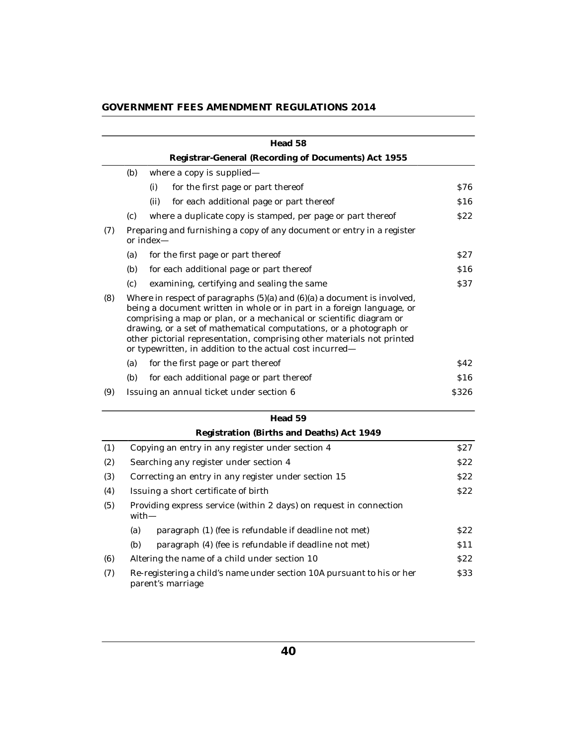| | | | |
|---|---|---|---|
| | **Head 58** | | |
| | **Registrar-General (Recording of Documents) Act 1955** | | |
| | (b) | where a copy is supplied— | |
| | | (i) for the first page or part thereof | $76 |
| | | (ii) for each additional page or part thereof | $16 |
| | (c) | where a duplicate copy is stamped, per page or part thereof | $22 |
| (7) | Preparing and furnishing a copy of any document or entry in a register or index— | | |
| | (a) | for the first page or part thereof | $27 |
| | (b) | for each additional page or part thereof | $16 |
| | (c) | examining, certifying and sealing the same | $37 |
| (8) | Where in respect of paragraphs (5)(a) and (6)(a) a document is involved, being a document written in whole or in part in a foreign language, or comprising a map or plan, or a mechanical or scientific diagram or drawing, or a set of mathematical computations, or a photograph or other pictorial representation, comprising other materials not printed or typewritten, in addition to the actual cost incurred— | | |
| | (a) | for the first page or part thereof | $42 |
| | (b) | for each additional page or part thereof | $16 |
| (9) | Issuing an annual ticket under section 6 | | $326 |

| | | | |
|---|---|---|---|
| | **Head 59** | | |
| | **Registration (Births and Deaths) Act 1949** | | |
| (1) | Copying an entry in any register under section 4 | | $27 |
| (2) | Searching any register under section 4 | | $22 |
| (3) | Correcting an entry in any register under section 15 | | $22 |
| (4) | Issuing a short certificate of birth | | $22 |
| (5) | Providing express service (within 2 days) on request in connection with— | | |
| | (a) | paragraph (1) (fee is refundable if deadline not met) | $22 |
| | (b) | paragraph (4) (fee is refundable if deadline not met) | $11 |
| (6) | Altering the name of a child under section 10 | | $22 |
| (7) | Re-registering a child's name under section 10A pursuant to his or her parent's marriage | | $33 |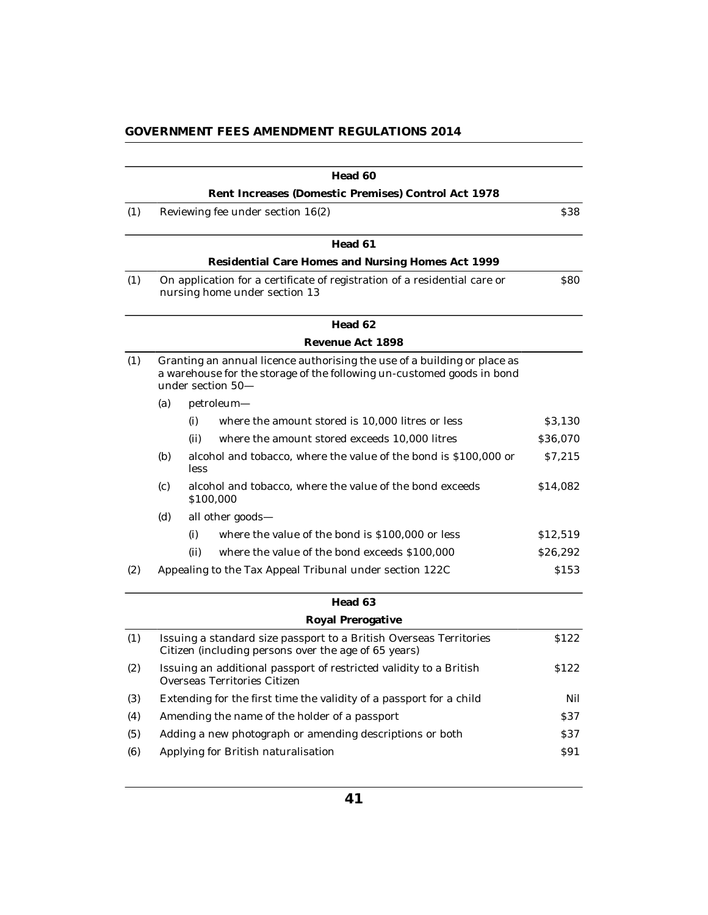| | Head 60 | |
|---|---|---|
| | **Rent Increases (Domestic Premises) Control Act 1978** | |
| (1) | Reviewing fee under section 16(2) | $38 |

| | Head 61 | |
|---|---|---|
| | **Residential Care Homes and Nursing Homes Act 1999** | |
| (1) | On application for a certificate of registration of a residential care or nursing home under section 13 | $80 |

| | Head 62 | |
|---|---|---|
| | **Revenue Act 1898** | |
| (1) | Granting an annual licence authorising the use of a building or place as a warehouse for the storage of the following un-customed goods in bond under section 50— | |
| | (a) petroleum— | |
| | (i) where the amount stored is 10,000 litres or less | $3,130 |
| | (ii) where the amount stored exceeds 10,000 litres | $36,070 |
| | (b) alcohol and tobacco, where the value of the bond is $100,000 or less | $7,215 |
| | (c) alcohol and tobacco, where the value of the bond exceeds $100,000 | $14,082 |
| | (d) all other goods— | |
| | (i) where the value of the bond is $100,000 or less | $12,519 |
| | (ii) where the value of the bond exceeds $100,000 | $26,292 |
| (2) | Appealing to the Tax Appeal Tribunal under section 122C | $153 |

| | Head 63 | |
|---|---|---|
| | **Royal Prerogative** | |
| (1) | Issuing a standard size passport to a British Overseas Territories Citizen (including persons over the age of 65 years) | $122 |
| (2) | Issuing an additional passport of restricted validity to a British Overseas Territories Citizen | $122 |
| (3) | Extending for the first time the validity of a passport for a child | Nil |
| (4) | Amending the name of the holder of a passport | $37 |
| (5) | Adding a new photograph or amending descriptions or both | $37 |
| (6) | Applying for British naturalisation | $91 |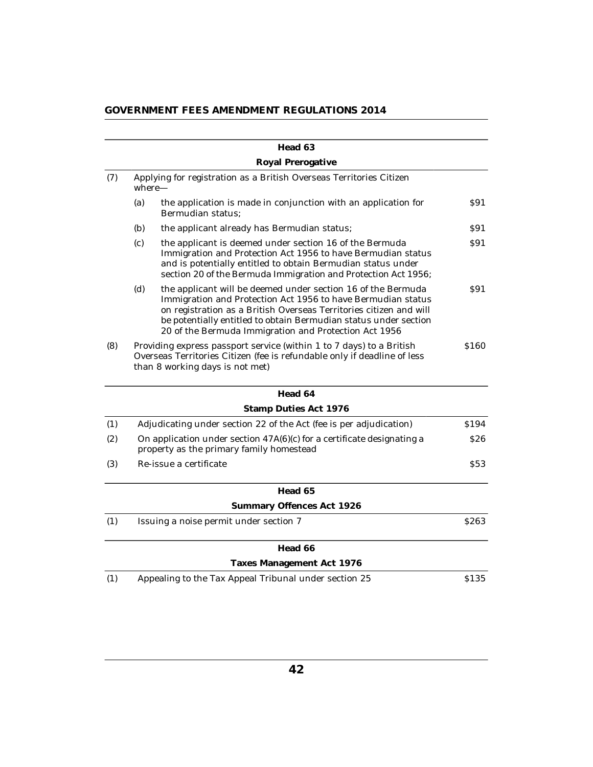| | | Head 63 | |
|---|---|---|---|
| | | **Royal Prerogative** | |
| (7) | | Applying for registration as a British Overseas Territories Citizen where— | |
| | (a) | the application is made in conjunction with an application for Bermudian status; | $91 |
| | (b) | the applicant already has Bermudian status; | $91 |
| | (c) | the applicant is deemed under section 16 of the Bermuda Immigration and Protection Act 1956 to have Bermudian status and is potentially entitled to obtain Bermudian status under section 20 of the Bermuda Immigration and Protection Act 1956; | $91 |
| | (d) | the applicant will be deemed under section 16 of the Bermuda Immigration and Protection Act 1956 to have Bermudian status on registration as a British Overseas Territories citizen and will be potentially entitled to obtain Bermudian status under section 20 of the Bermuda Immigration and Protection Act 1956 | $91 |
| (8) | | Providing express passport service (within 1 to 7 days) to a British Overseas Territories Citizen (fee is refundable only if deadline of less than 8 working days is not met) | $160 |

| | Head 64 | |
|---|---|---|
| | **Stamp Duties Act 1976** | |
| (1) | Adjudicating under section 22 of the Act (fee is per adjudication) | $194 |
| (2) | On application under section 47A(6)(c) for a certificate designating a property as the primary family homestead | $26 |
| (3) | Re-issue a certificate | $53 |

| | Head 65 | |
|---|---|---|
| | **Summary Offences Act 1926** | |
| (1) | Issuing a noise permit under section 7 | $263 |

| | Head 66 | |
|---|---|---|
| | **Taxes Management Act 1976** | |
| (1) | Appealing to the Tax Appeal Tribunal under section 25 | $135 |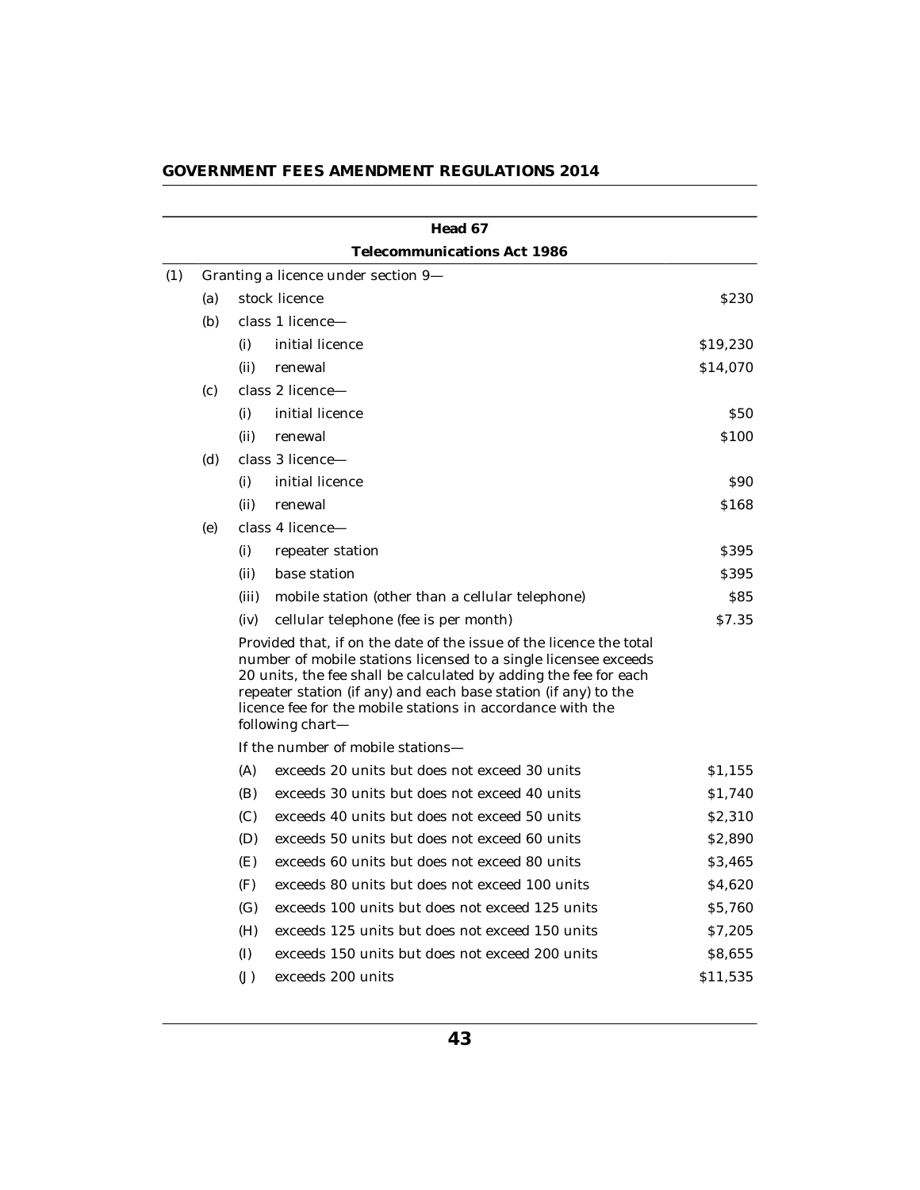## Head 67

### Telecommunications Act 1986

| | | | | |
|---|---|---|---|---|
| (1) | Granting a licence under section 9— | | | |
| | (a) | stock licence | | $230 |
| | (b) | class 1 licence— | | |
| | | (i) | initial licence | $19,230 |
| | | (ii) | renewal | $14,070 |
| | (c) | class 2 licence— | | |
| | | (i) | initial licence | $50 |
| | | (ii) | renewal | $100 |
| | (d) | class 3 licence— | | |
| | | (i) | initial licence | $90 |
| | | (ii) | renewal | $168 |
| | (e) | class 4 licence— | | |
| | | (i) | repeater station | $395 |
| | | (ii) | base station | $395 |
| | | (iii) | mobile station (other than a cellular telephone) | $85 |
| | | (iv) | cellular telephone (fee is per month) | $7.35 |
| | | Provided that, if on the date of the issue of the licence the total number of mobile stations licensed to a single licensee exceeds 20 units, the fee shall be calculated by adding the fee for each repeater station (if any) and each base station (if any) to the licence fee for the mobile stations in accordance with the following chart— | | |
| | | If the number of mobile stations— | | |
| | | (A) | exceeds 20 units but does not exceed 30 units | $1,155 |
| | | (B) | exceeds 30 units but does not exceed 40 units | $1,740 |
| | | (C) | exceeds 40 units but does not exceed 50 units | $2,310 |
| | | (D) | exceeds 50 units but does not exceed 60 units | $2,890 |
| | | (E) | exceeds 60 units but does not exceed 80 units | $3,465 |
| | | (F) | exceeds 80 units but does not exceed 100 units | $4,620 |
| | | (G) | exceeds 100 units but does not exceed 125 units | $5,760 |
| | | (H) | exceeds 125 units but does not exceed 150 units | $7,205 |
| | | (I) | exceeds 150 units but does not exceed 200 units | $8,655 |
| | | (J) | exceeds 200 units | $11,535 |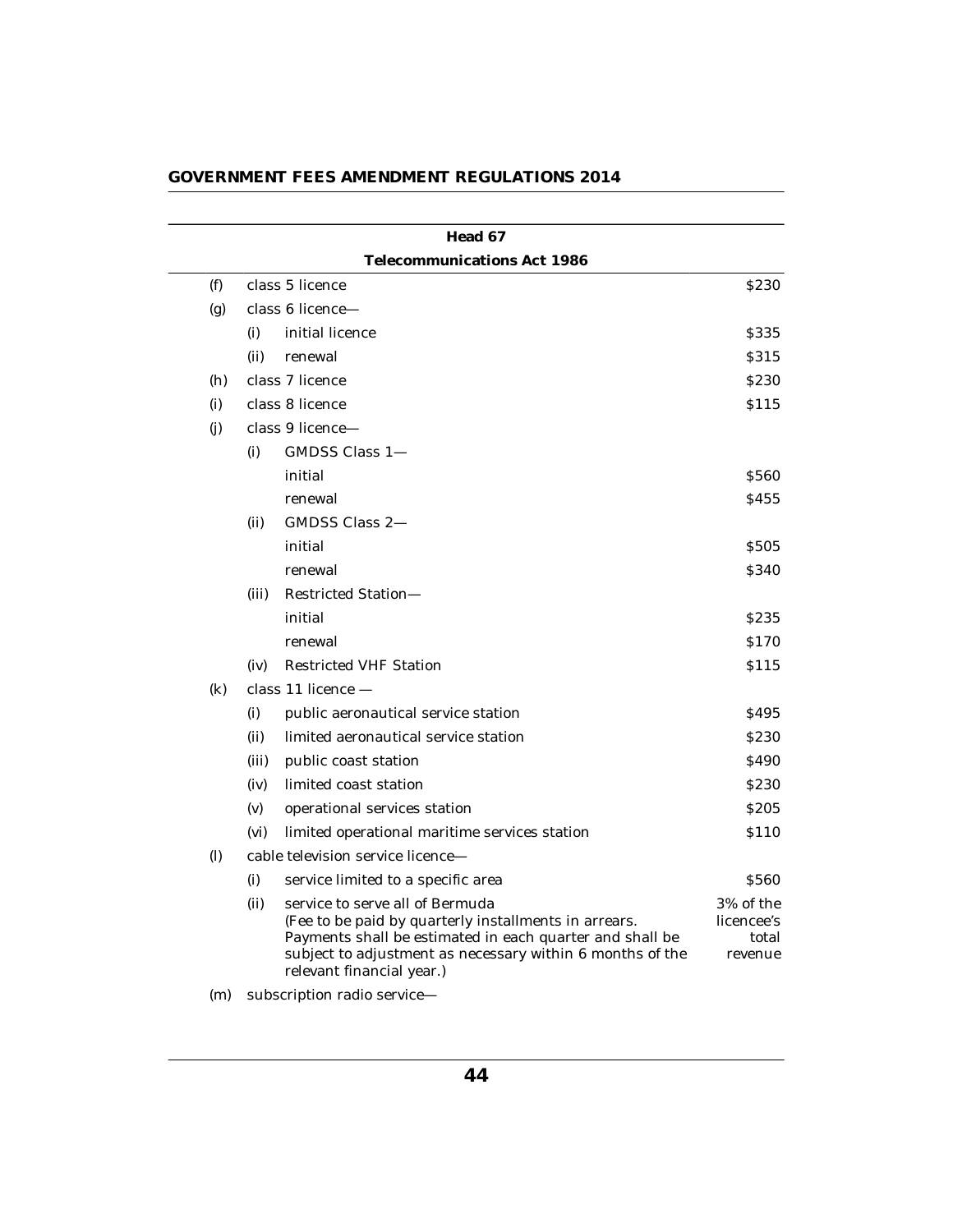| | | Head 67 | |
|---|---|---|---|
| | | **Telecommunications Act 1986** | |
| (f) | | class 5 licence | $230 |
| (g) | | class 6 licence— | |
| | (i) | initial licence | $335 |
| | (ii) | renewal | $315 |
| (h) | | class 7 licence | $230 |
| (i) | | class 8 licence | $115 |
| (j) | | class 9 licence— | |
| | (i) | GMDSS Class 1— | |
| | | initial | $560 |
| | | renewal | $455 |
| | (ii) | GMDSS Class 2— | |
| | | initial | $505 |
| | | renewal | $340 |
| | (iii) | Restricted Station— | |
| | | initial | $235 |
| | | renewal | $170 |
| | (iv) | Restricted VHF Station | $115 |
| (k) | | class 11 licence — | |
| | (i) | public aeronautical service station | $495 |
| | (ii) | limited aeronautical service station | $230 |
| | (iii) | public coast station | $490 |
| | (iv) | limited coast station | $230 |
| | (v) | operational services station | $205 |
| | (vi) | limited operational maritime services station | $110 |
| (l) | | cable television service licence— | |
| | (i) | service limited to a specific area | $560 |
| | (ii) | service to serve all of Bermuda (Fee to be paid by quarterly installments in arrears. Payments shall be estimated in each quarter and shall be subject to adjustment as necessary within 6 months of the relevant financial year.) | 3% of the licencee's total revenue |
| (m) | | subscription radio service— | |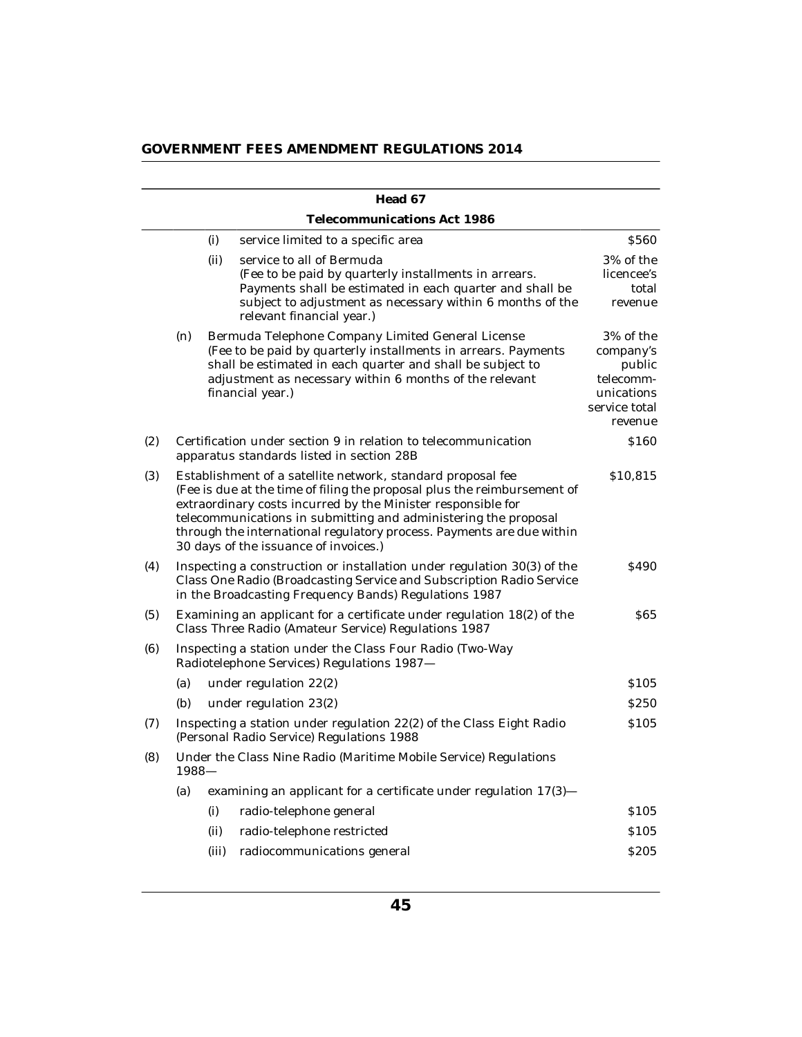| Head 67 | | | | |
|---|---|---|---|---|
| **Telecommunications Act 1986** | | | | |
| | | (i) | service limited to a specific area | $560 |
| | | (ii) | service to all of Bermuda (Fee to be paid by quarterly installments in arrears. Payments shall be estimated in each quarter and shall be subject to adjustment as necessary within 6 months of the relevant financial year.) | 3% of the licencee's total revenue |
| | (n) | | Bermuda Telephone Company Limited General License (Fee to be paid by quarterly installments in arrears. Payments shall be estimated in each quarter and shall be subject to adjustment as necessary within 6 months of the relevant financial year.) | 3% of the company's public telecomm-unications service total revenue |
| (2) | | | Certification under section 9 in relation to telecommunication apparatus standards listed in section 28B | $160 |
| (3) | | | Establishment of a satellite network, standard proposal fee (Fee is due at the time of filing the proposal plus the reimbursement of extraordinary costs incurred by the Minister responsible for telecommunications in submitting and administering the proposal through the international regulatory process. Payments are due within 30 days of the issuance of invoices.) | $10,815 |
| (4) | | | Inspecting a construction or installation under regulation 30(3) of the Class One Radio (Broadcasting Service and Subscription Radio Service in the Broadcasting Frequency Bands) Regulations 1987 | $490 |
| (5) | | | Examining an applicant for a certificate under regulation 18(2) of the Class Three Radio (Amateur Service) Regulations 1987 | $65 |
| (6) | | | Inspecting a station under the Class Four Radio (Two-Way Radiotelephone Services) Regulations 1987— | |
| | (a) | | under regulation 22(2) | $105 |
| | (b) | | under regulation 23(2) | $250 |
| (7) | | | Inspecting a station under regulation 22(2) of the Class Eight Radio (Personal Radio Service) Regulations 1988 | $105 |
| (8) | | | Under the Class Nine Radio (Maritime Mobile Service) Regulations 1988— | |
| | (a) | | examining an applicant for a certificate under regulation 17(3)— | |
| | | (i) | radio-telephone general | $105 |
| | | (ii) | radio-telephone restricted | $105 |
| | | (iii) | radiocommunications general | $205 |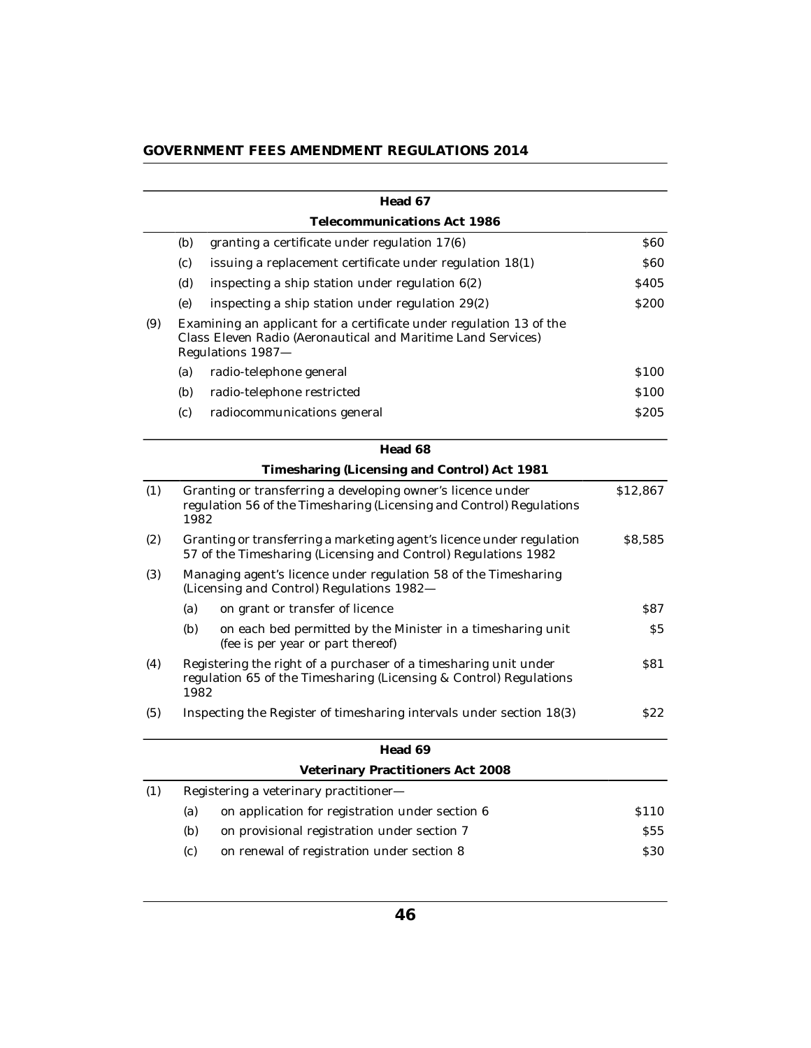| | | Head 67 | |
|---|---|---|---|
| | | **Telecommunications Act 1986** | |
| | (b) | granting a certificate under regulation 17(6) | $60 |
| | (c) | issuing a replacement certificate under regulation 18(1) | $60 |
| | (d) | inspecting a ship station under regulation 6(2) | $405 |
| | (e) | inspecting a ship station under regulation 29(2) | $200 |
| (9) | | Examining an applicant for a certificate under regulation 13 of the Class Eleven Radio (Aeronautical and Maritime Land Services) Regulations 1987— | |
| | (a) | radio-telephone general | $100 |
| | (b) | radio-telephone restricted | $100 |
| | (c) | radiocommunications general | $205 |

| | | Head 68 | |
|---|---|---|---|
| | | **Timesharing (Licensing and Control) Act 1981** | |
| (1) | | Granting or transferring a developing owner's licence under regulation 56 of the Timesharing (Licensing and Control) Regulations 1982 | $12,867 |
| (2) | | Granting or transferring a marketing agent's licence under regulation 57 of the Timesharing (Licensing and Control) Regulations 1982 | $8,585 |
| (3) | | Managing agent's licence under regulation 58 of the Timesharing (Licensing and Control) Regulations 1982— | |
| | (a) | on grant or transfer of licence | $87 |
| | (b) | on each bed permitted by the Minister in a timesharing unit (fee is per year or part thereof) | $5 |
| (4) | | Registering the right of a purchaser of a timesharing unit under regulation 65 of the Timesharing (Licensing & Control) Regulations 1982 | $81 |
| (5) | | Inspecting the Register of timesharing intervals under section 18(3) | $22 |

| | | Head 69 | |
|---|---|---|---|
| | | **Veterinary Practitioners Act 2008** | |
| (1) | | Registering a veterinary practitioner— | |
| | (a) | on application for registration under section 6 | $110 |
| | (b) | on provisional registration under section 7 | $55 |
| | (c) | on renewal of registration under section 8 | $30 |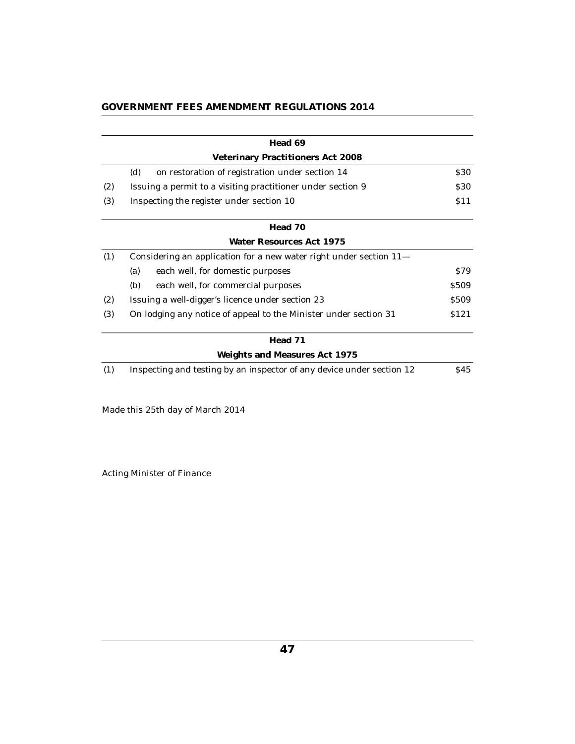| | | | |
|---|---|---|---|
| | **Head 69** | | |
| | **Veterinary Practitioners Act 2008** | | |
| | (d) | on restoration of registration under section 14 | $30 |
| (2) | Issuing a permit to a visiting practitioner under section 9 | | $30 |
| (3) | Inspecting the register under section 10 | | $11 |
| | **Head 70** | | |
| | **Water Resources Act 1975** | | |
| (1) | Considering an application for a new water right under section 11— | | |
| | (a) | each well, for domestic purposes | $79 |
| | (b) | each well, for commercial purposes | $509 |
| (2) | Issuing a well-digger's licence under section 23 | | $509 |
| (3) | On lodging any notice of appeal to the Minister under section 31 | | $121 |
| | **Head 71** | | |
| | **Weights and Measures Act 1975** | | |
| (1) | Inspecting and testing by an inspector of any device under section 12 | | $45 |

Made this 25th day of March 2014

Acting Minister of Finance